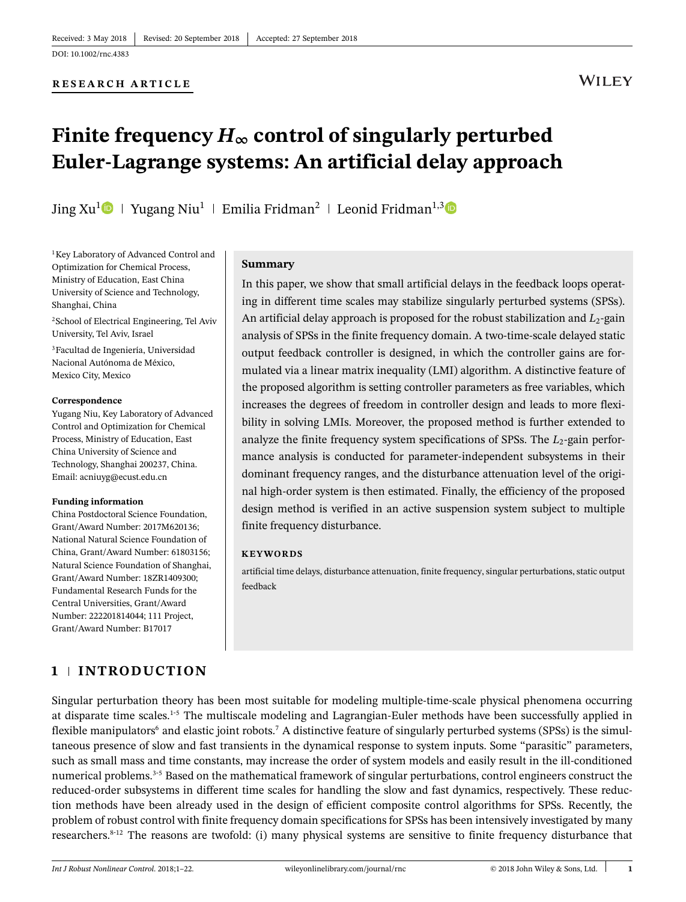Received: 3 May 2018 | Revised: 20 September 2018 | Accepted: 27 September 2018

DOI: 10.1002/rnc.4383

**RESEARCH ARTICLE**

# Finite frequency $H_\infty$ control of singularly perturbed Euler-Lagrange systems: An artificial delay approach

Jing Xu[1] | Yugang Niu[1] | Emilia Fridman[2] | Leonid Fridman[1,3]

[1]Key Laboratory of Advanced Control and Optimization for Chemical Process, Ministry of Education, East China University of Science and Technology, Shanghai, China

[2]School of Electrical Engineering, Tel Aviv University, Tel Aviv, Israel

[3]Facultad de Ingeniería, Universidad Nacional Autónoma de México, Mexico City, Mexico

**Correspondence**

Yugang Niu, Key Laboratory of Advanced Control and Optimization for Chemical Process, Ministry of Education, East China University of Science and Technology, Shanghai 200237, China.
Email: acniuyg@ecust.edu.cn

**Funding information**

China Postdoctoral Science Foundation, Grant/Award Number: 2017M620136; National Natural Science Foundation of China, Grant/Award Number: 61803156; Natural Science Foundation of Shanghai, Grant/Award Number: 18ZR1409300; Fundamental Research Funds for the Central Universities, Grant/Award Number: 222201814044; 111 Project, Grant/Award Number: B17017

**Summary**

In this paper, we show that small artificial delays in the feedback loops operating in different time scales may stabilize singularly perturbed systems (SPSs). An artificial delay approach is proposed for the robust stabilization and $L_2$-gain analysis of SPSs in the finite frequency domain. A two-time-scale delayed static output feedback controller is designed, in which the controller gains are formulated via a linear matrix inequality (LMI) algorithm. A distinctive feature of the proposed algorithm is setting controller parameters as free variables, which increases the degrees of freedom in controller design and leads to more flexibility in solving LMIs. Moreover, the proposed method is further extended to analyze the finite frequency system specifications of SPSs. The $L_2$-gain performance analysis is conducted for parameter-independent subsystems in their dominant frequency ranges, and the disturbance attenuation level of the original high-order system is then estimated. Finally, the efficiency of the proposed design method is verified in an active suspension system subject to multiple finite frequency disturbance.

**KEYWORDS**

artificial time delays, disturbance attenuation, finite frequency, singular perturbations, static output feedback

## 1 | INTRODUCTION

Singular perturbation theory has been most suitable for modeling multiple-time-scale physical phenomena occurring at disparate time scales.[1-5] The multiscale modeling and Lagrangian-Euler methods have been successfully applied in flexible manipulators[6] and elastic joint robots.[7] A distinctive feature of singularly perturbed systems (SPSs) is the simultaneous presence of slow and fast transients in the dynamical response to system inputs. Some "parasitic" parameters, such as small mass and time constants, may increase the order of system models and easily result in the ill-conditioned numerical problems.[3-5] Based on the mathematical framework of singular perturbations, control engineers construct the reduced-order subsystems in different time scales for handling the slow and fast dynamics, respectively. These reduction methods have been already used in the design of efficient composite control algorithms for SPSs. Recently, the problem of robust control with finite frequency domain specifications for SPSs has been intensively investigated by many researchers.[8-12] The reasons are twofold: (i) many physical systems are sensitive to finite frequency disturbance that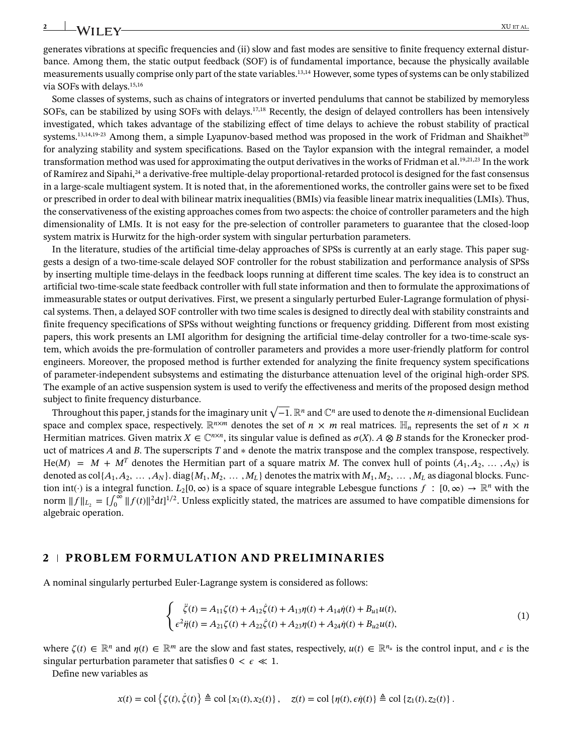generates vibrations at specific frequencies and (ii) slow and fast modes are sensitive to finite frequency external disturbance. Among them, the static output feedback (SOF) is of fundamental importance, because the physically available measurements usually comprise only part of the state variables.[13,14] However, some types of systems can be only stabilized via SOFs with delays.[15,16]

Some classes of systems, such as chains of integrators or inverted pendulums that cannot be stabilized by memoryless SOFs, can be stabilized by using SOFs with delays.[17,18] Recently, the design of delayed controllers has been intensively investigated, which takes advantage of the stabilizing effect of time delays to achieve the robust stability of practical systems.[13,14,19-23] Among them, a simple Lyapunov-based method was proposed in the work of Fridman and Shaikhet[20] for analyzing stability and system specifications. Based on the Taylor expansion with the integral remainder, a model transformation method was used for approximating the output derivatives in the works of Fridman et al.[19,21,23] In the work of Ramírez and Sipahi,[24] a derivative-free multiple-delay proportional-retarded protocol is designed for the fast consensus in a large-scale multiagent system. It is noted that, in the aforementioned works, the controller gains were set to be fixed or prescribed in order to deal with bilinear matrix inequalities (BMIs) via feasible linear matrix inequalities (LMIs). Thus, the conservativeness of the existing approaches comes from two aspects: the choice of controller parameters and the high dimensionality of LMIs. It is not easy for the pre-selection of controller parameters to guarantee that the closed-loop system matrix is Hurwitz for the high-order system with singular perturbation parameters.

In the literature, studies of the artificial time-delay approaches of SPSs is currently at an early stage. This paper suggests a design of a two-time-scale delayed SOF controller for the robust stabilization and performance analysis of SPSs by inserting multiple time-delays in the feedback loops running at different time scales. The key idea is to construct an artificial two-time-scale state feedback controller with full state information and then to formulate the approximations of immeasurable states or output derivatives. First, we present a singularly perturbed Euler-Lagrange formulation of physical systems. Then, a delayed SOF controller with two time scales is designed to directly deal with stability constraints and finite frequency specifications of SPSs without weighting functions or frequency gridding. Different from most existing papers, this work presents an LMI algorithm for designing the artificial time-delay controller for a two-time-scale system, which avoids the pre-formulation of controller parameters and provides a more user-friendly platform for control engineers. Moreover, the proposed method is further extended for analyzing the finite frequency system specifications of parameter-independent subsystems and estimating the disturbance attenuation level of the original high-order SPS. The example of an active suspension system is used to verify the effectiveness and merits of the proposed design method subject to finite frequency disturbance.

Throughout this paper, j stands for the imaginary unit $\sqrt{-1}$. $\mathbb{R}^n$ and $\mathbb{C}^n$ are used to denote the $n$-dimensional Euclidean space and complex space, respectively. $\mathbb{R}^{n\times m}$ denotes the set of $n \times m$ real matrices. $\mathbb{H}_n$ represents the set of $n \times n$ Hermitian matrices. Given matrix $X \in \mathbb{C}^{n\times n}$, its singular value is defined as $\sigma(X)$. $A \otimes B$ stands for the Kronecker product of matrices $A$ and $B$. The superscripts $T$ and $*$ denote the matrix transpose and the complex transpose, respectively. $\text{He}(M) = M + M^T$ denotes the Hermitian part of a square matrix $M$. The convex hull of points $(A_1, A_2, \dots, A_N)$ is denoted as $\text{col}\{A_1, A_2, \dots, A_N\}$. $\text{diag}\{M_1, M_2, \dots, M_L\}$ denotes the matrix with $M_1, M_2, \dots, M_L$ as diagonal blocks. Function $\text{int}(\cdot)$ is a integral function. $L_2[0,\infty)$ is a space of square integrable Lebesgue functions $f : [0,\infty) \to \mathbb{R}^n$ with the norm $\|f\|_{L_2} = [\int_0^\infty \|f(t)\|^2 \text{d}t]^{1/2}$. Unless explicitly stated, the matrices are assumed to have compatible dimensions for algebraic operation.

## 2 | PROBLEM FORMULATION AND PRELIMINARIES

A nominal singularly perturbed Euler-Lagrange system is considered as follows:

$$
\begin{cases} \ddot{\zeta}(t) = A_{11}\zeta(t) + A_{12}\dot{\zeta}(t) + A_{13}\eta(t) + A_{14}\dot{\eta}(t) + B_{u1}u(t), \\ \epsilon^2\ddot{\eta}(t) = A_{21}\zeta(t) + A_{22}\dot{\zeta}(t) + A_{23}\eta(t) + A_{24}\dot{\eta}(t) + B_{u2}u(t), \end{cases} \tag{1}
$$

where $\zeta(t) \in \mathbb{R}^n$ and $\eta(t) \in \mathbb{R}^m$ are the slow and fast states, respectively, $u(t) \in \mathbb{R}^{n_u}$ is the control input, and $\epsilon$ is the singular perturbation parameter that satisfies $0 < \epsilon \ll 1$.

Define new variables as

$$
x(t) = \text{col}\left\{\zeta(t), \dot{\zeta}(t)\right\} \triangleq \text{col}\left\{x_1(t), x_2(t)\right\}, \quad z(t) = \text{col}\left\{\eta(t), \epsilon\dot{\eta}(t)\right\} \triangleq \text{col}\left\{z_1(t), z_2(t)\right\}.
$$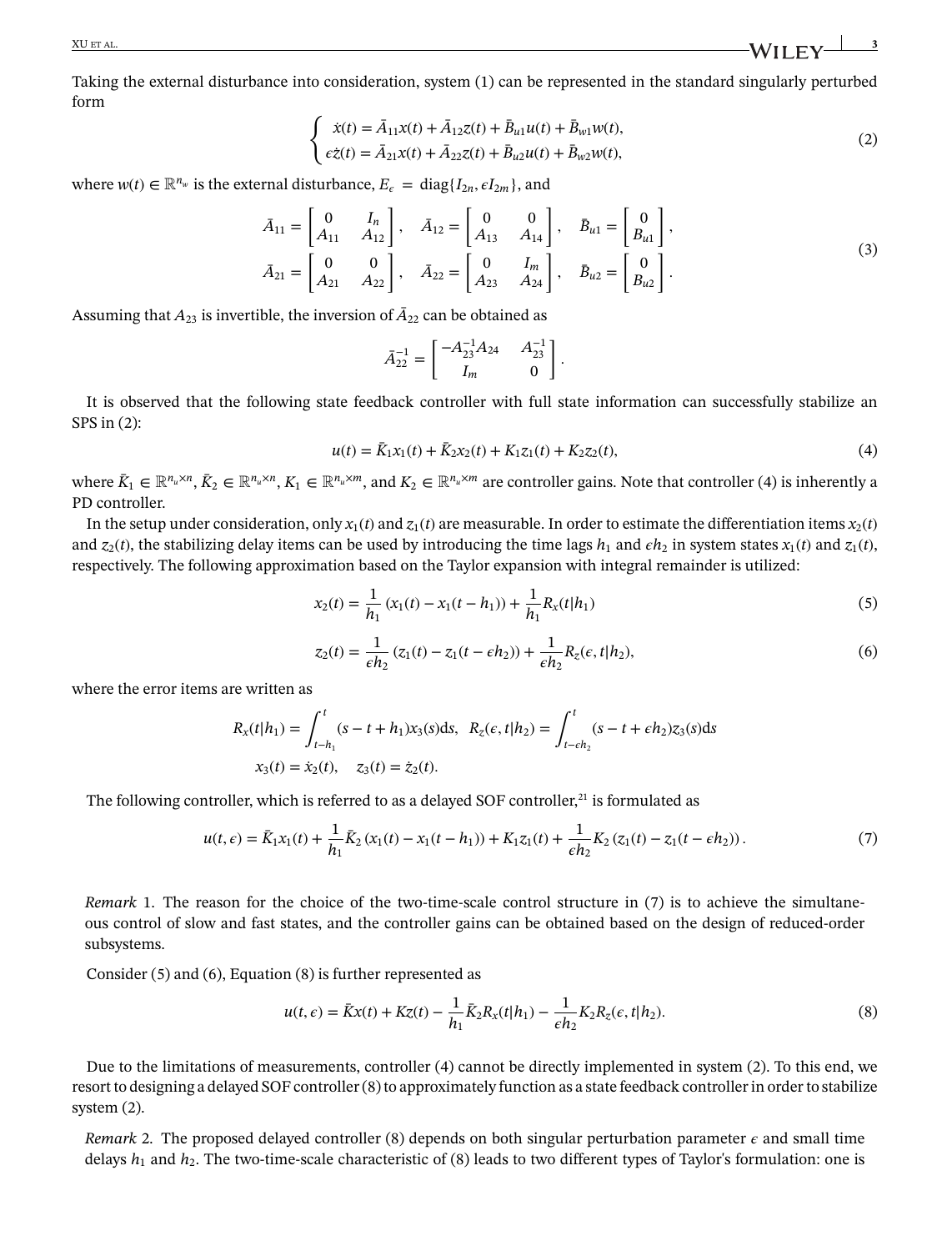Taking the external disturbance into consideration, system (1) can be represented in the standard singularly perturbed form

$$
\begin{cases} \dot{x}(t) = \bar{A}_{11}x(t) + \bar{A}_{12}z(t) + \bar{B}_{u1}u(t) + \bar{B}_{w1}w(t), \\ \epsilon\dot{z}(t) = \bar{A}_{21}x(t) + \bar{A}_{22}z(t) + \bar{B}_{u2}u(t) + \bar{B}_{w2}w(t), \end{cases} \tag{2}
$$

where $w(t) \in \mathbb{R}^{n_w}$ is the external disturbance, $E_\epsilon = \text{diag}\{I_{2n}, \epsilon I_{2m}\}$, and

$$
\begin{aligned}
\bar{A}_{11} &= \begin{bmatrix} 0 & I_n \\ A_{11} & A_{12} \end{bmatrix}, \quad \bar{A}_{12} = \begin{bmatrix} 0 & 0 \\ A_{13} & A_{14} \end{bmatrix}, \quad \bar{B}_{u1} = \begin{bmatrix} 0 \\ B_{u1} \end{bmatrix}, \\
\bar{A}_{21} &= \begin{bmatrix} 0 & 0 \\ A_{21} & A_{22} \end{bmatrix}, \quad \bar{A}_{22} = \begin{bmatrix} 0 & I_m \\ A_{23} & A_{24} \end{bmatrix}, \quad \bar{B}_{u2} = \begin{bmatrix} 0 \\ B_{u2} \end{bmatrix}.
\end{aligned} \tag{3}
$$

Assuming that $A_{23}$ is invertible, the inversion of $\bar{A}_{22}$ can be obtained as

$$
\bar{A}_{22}^{-1} = \begin{bmatrix} -A_{23}^{-1}A_{24} & A_{23}^{-1} \\ I_m & 0 \end{bmatrix}.
$$

It is observed that the following state feedback controller with full state information can successfully stabilize an SPS in (2):

$$
u(t) = \bar{K}_1 x_1(t) + \bar{K}_2 x_2(t) + K_1 z_1(t) + K_2 z_2(t), \tag{4}
$$

where $\bar{K}_1 \in \mathbb{R}^{n_u \times n}$, $\bar{K}_2 \in \mathbb{R}^{n_u \times n}$, $K_1 \in \mathbb{R}^{n_u \times m}$, and $K_2 \in \mathbb{R}^{n_u \times m}$ are controller gains. Note that controller (4) is inherently a PD controller.

In the setup under consideration, only $x_1(t)$ and $z_1(t)$ are measurable. In order to estimate the differentiation items $x_2(t)$ and $z_2(t)$, the stabilizing delay items can be used by introducing the time lags $h_1$ and $\epsilon h_2$ in system states $x_1(t)$ and $z_1(t)$, respectively. The following approximation based on the Taylor expansion with integral remainder is utilized:

$$
x_2(t) = \frac{1}{h_1}\left(x_1(t) - x_1(t-h_1)\right) + \frac{1}{h_1}R_x(t|h_1) \tag{5}
$$

$$
z_2(t) = \frac{1}{\epsilon h_2}\left(z_1(t) - z_1(t-\epsilon h_2)\right) + \frac{1}{\epsilon h_2}R_z(\epsilon, t|h_2), \tag{6}
$$

where the error items are written as

$$
\begin{aligned}
R_x(t|h_1) &= \int_{t-h_1}^{t} (s-t+h_1)x_3(s)\mathrm{d}s, \quad R_z(\epsilon, t|h_2) = \int_{t-\epsilon h_2}^{t} (s-t+\epsilon h_2)z_3(s)\mathrm{d}s \\
x_3(t) &= \dot{x}_2(t), \quad z_3(t) = \dot{z}_2(t).
\end{aligned}
$$

The following controller, which is referred to as a delayed SOF controller,[21] is formulated as

$$
u(t,\epsilon) = \bar{K}_1 x_1(t) + \frac{1}{h_1}\bar{K}_2\left(x_1(t) - x_1(t-h_1)\right) + K_1 z_1(t) + \frac{1}{\epsilon h_2}K_2\left(z_1(t) - z_1(t-\epsilon h_2)\right). \tag{7}
$$

*Remark* 1. The reason for the choice of the two-time-scale control structure in (7) is to achieve the simultaneous control of slow and fast states, and the controller gains can be obtained based on the design of reduced-order subsystems.

Consider (5) and (6), Equation (8) is further represented as

$$
u(t,\epsilon) = \bar{K}x(t) + Kz(t) - \frac{1}{h_1}\bar{K}_2 R_x(t|h_1) - \frac{1}{\epsilon h_2}K_2 R_z(\epsilon, t|h_2). \tag{8}
$$

Due to the limitations of measurements, controller (4) cannot be directly implemented in system (2). To this end, we resort to designing a delayed SOF controller (8) to approximately function as a state feedback controller in order to stabilize system (2).

*Remark* 2. The proposed delayed controller (8) depends on both singular perturbation parameter $\epsilon$ and small time delays $h_1$ and $h_2$. The two-time-scale characteristic of (8) leads to two different types of Taylor's formulation: one is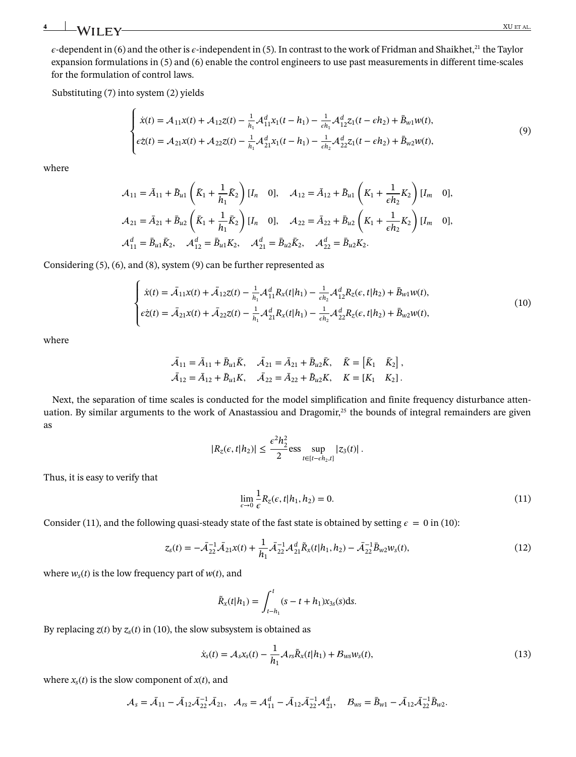$\epsilon$-dependent in (6) and the other is $\epsilon$-independent in (5). In contrast to the work of Fridman and Shaikhet,[21] the Taylor expansion formulations in (5) and (6) enable the control engineers to use past measurements in different time-scales for the formulation of control laws.

Substituting (7) into system (2) yields

$$
\begin{cases}
\dot{x}(t) = \mathcal{A}_{11}x(t) + \mathcal{A}_{12}z(t) - \frac{1}{h_1}\mathcal{A}_{11}^d x_1(t-h_1) - \frac{1}{\epsilon h_1}\mathcal{A}_{12}^d z_1(t-\epsilon h_2) + \bar{B}_{w1}w(t), \\
\epsilon\dot{z}(t) = \mathcal{A}_{21}x(t) + \mathcal{A}_{22}z(t) - \frac{1}{h_1}\mathcal{A}_{21}^d x_1(t-h_1) - \frac{1}{\epsilon h_2}\mathcal{A}_{22}^d z_1(t-\epsilon h_2) + \bar{B}_{w2}w(t),
\end{cases}
\tag{9}
$$

where

$$
\mathcal{A}_{11} = \bar{A}_{11} + \bar{B}_{u1}\left(\bar{K}_1 + \frac{1}{h_1}\bar{K}_2\right)[I_n \quad 0], \quad \mathcal{A}_{12} = \bar{A}_{12} + \bar{B}_{u1}\left(K_1 + \frac{1}{\epsilon h_2}K_2\right)[I_m \quad 0],
$$
$$
\mathcal{A}_{21} = \bar{A}_{21} + \bar{B}_{u2}\left(\bar{K}_1 + \frac{1}{h_1}\bar{K}_2\right)[I_n \quad 0], \quad \mathcal{A}_{22} = \bar{A}_{22} + \bar{B}_{u2}\left(K_1 + \frac{1}{\epsilon h_2}K_2\right)[I_m \quad 0],
$$
$$
\mathcal{A}_{11}^d = \bar{B}_{u1}\bar{K}_2, \quad \mathcal{A}_{12}^d = \bar{B}_{u1}K_2, \quad \mathcal{A}_{21}^d = \bar{B}_{u2}\bar{K}_2, \quad \mathcal{A}_{22}^d = \bar{B}_{u2}K_2.
$$

Considering (5), (6), and (8), system (9) can be further represented as

$$
\begin{cases}
\dot{x}(t) = \bar{\mathcal{A}}_{11}x(t) + \bar{\mathcal{A}}_{12}z(t) - \frac{1}{h_1}\mathcal{A}_{11}^d R_x(t|h_1) - \frac{1}{\epsilon h_2}\mathcal{A}_{12}^d R_z(\epsilon, t|h_2) + \bar{B}_{w1}w(t), \\
\epsilon\dot{z}(t) = \bar{\mathcal{A}}_{21}x(t) + \bar{\mathcal{A}}_{22}z(t) - \frac{1}{h_1}\mathcal{A}_{21}^d R_x(t|h_1) - \frac{1}{\epsilon h_2}\mathcal{A}_{22}^d R_z(\epsilon, t|h_2) + \bar{B}_{w2}w(t),
\end{cases}
\tag{10}
$$

where

$$
\bar{\mathcal{A}}_{11} = \bar{A}_{11} + \bar{B}_{u1}\bar{K}, \quad \bar{\mathcal{A}}_{21} = \bar{A}_{21} + \bar{B}_{u2}\bar{K}, \quad \bar{K} = \begin{bmatrix}\bar{K}_1 & \bar{K}_2\end{bmatrix},
$$
$$
\bar{\mathcal{A}}_{12} = \bar{A}_{12} + \bar{B}_{u1}K, \quad \bar{\mathcal{A}}_{22} = \bar{A}_{22} + \bar{B}_{u2}K, \quad K = [K_1 \quad K_2].
$$

Next, the separation of time scales is conducted for the model simplification and finite frequency disturbance attenuation. By similar arguments to the work of Anastassiou and Dragomir,[25] the bounds of integral remainders are given as

$$
|R_z(\epsilon, t|h_2)| \le \frac{\epsilon^2 h_2^2}{2} \operatorname{ess} \sup_{t\in[t-\epsilon h_2, t]} |z_3(t)|.
$$

Thus, it is easy to verify that

$$
\lim_{\epsilon\to 0} \frac{1}{\epsilon} R_z(\epsilon, t|h_1, h_2) = 0. \tag{11}
$$

Consider (11), and the following quasi-steady state of the fast state is obtained by setting $\epsilon = 0$ in (10):

$$
z_s(t) = -\bar{\mathcal{A}}_{22}^{-1}\bar{\mathcal{A}}_{21}x(t) + \frac{1}{h_1}\bar{\mathcal{A}}_{22}^{-1}\mathcal{A}_{21}^d\tilde{R}_x(t|h_1, h_2) - \bar{\mathcal{A}}_{22}^{-1}\bar{B}_{w2}w_s(t), \tag{12}
$$

where $w_s(t)$ is the low frequency part of $w(t)$, and

$$
\tilde{R}_x(t|h_1) = \int_{t-h_1}^{t} (s - t + h_1)x_{3s}(s)\mathrm{d}s.
$$

By replacing $z(t)$ by $z_s(t)$ in (10), the slow subsystem is obtained as

$$
\dot{x}_s(t) = \mathcal{A}_s x_s(t) - \frac{1}{h_1}\mathcal{A}_{rs}\tilde{R}_x(t|h_1) + \mathcal{B}_{ws}w_s(t), \tag{13}
$$

where $x_s(t)$ is the slow component of $x(t)$, and

$$
\mathcal{A}_s = \bar{\mathcal{A}}_{11} - \bar{\mathcal{A}}_{12}\bar{\mathcal{A}}_{22}^{-1}\bar{\mathcal{A}}_{21}, \quad \mathcal{A}_{rs} = \mathcal{A}_{11}^d - \bar{\mathcal{A}}_{12}\bar{\mathcal{A}}_{22}^{-1}\mathcal{A}_{21}^d, \quad \mathcal{B}_{ws} = \bar{B}_{w1} - \bar{\mathcal{A}}_{12}\bar{\mathcal{A}}_{22}^{-1}\bar{B}_{w2}.
$$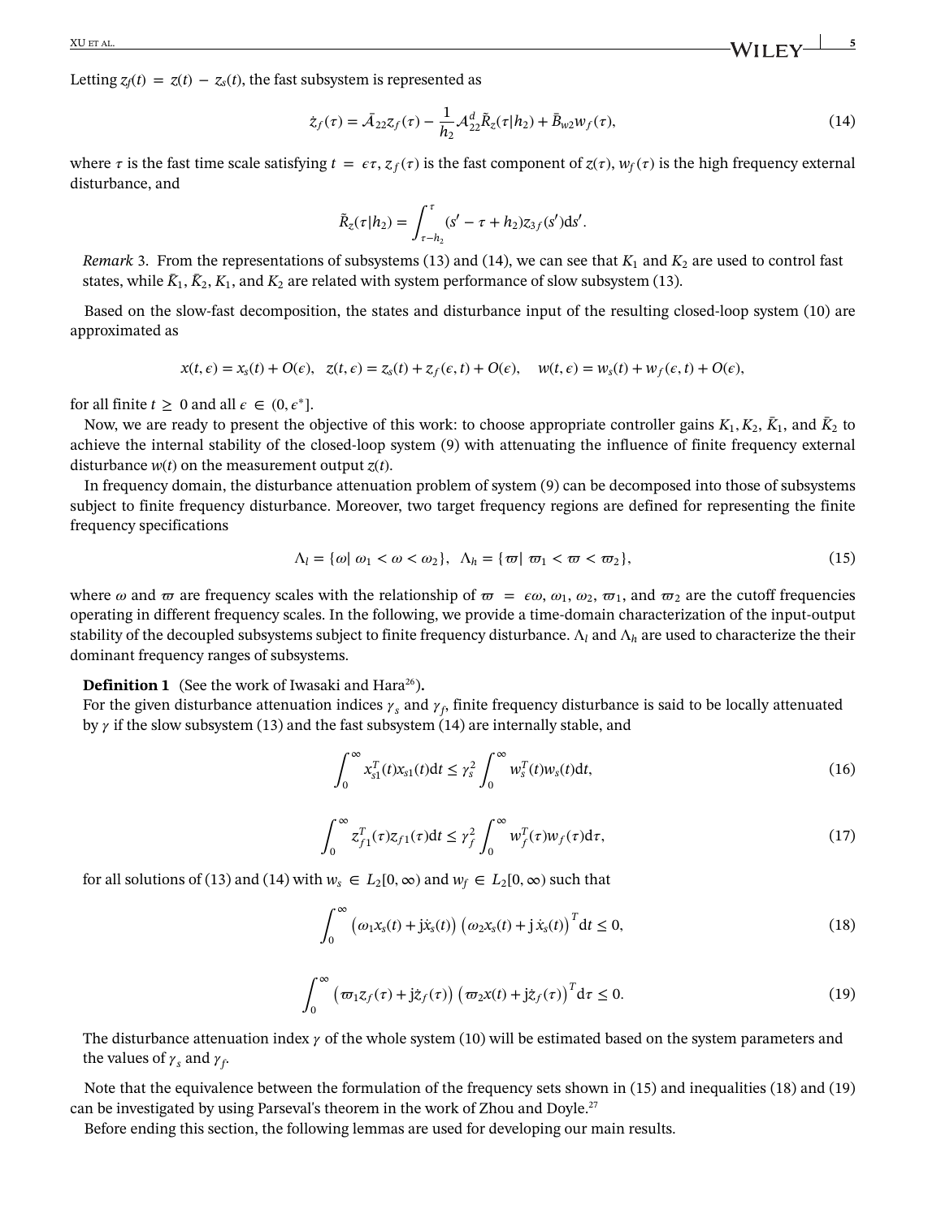Letting $z_f(t) = z(t) - z_s(t)$, the fast subsystem is represented as

$$\dot{z}_f(\tau) = \bar{A}_{22}z_f(\tau) - \frac{1}{h_2}\mathcal{A}^d_{22}\tilde{R}_z(\tau|h_2) + \bar{B}_{w2}w_f(\tau), \tag{14}$$

where $\tau$ is the fast time scale satisfying $t = \epsilon\tau$, $z_f(\tau)$ is the fast component of $z(\tau)$, $w_f(\tau)$ is the high frequency external disturbance, and

$$\tilde{R}_z(\tau|h_2) = \int_{\tau-h_2}^{\tau}(s' - \tau + h_2)z_{3f}(s')\mathrm{d}s'.$$

*Remark* 3. From the representations of subsystems (13) and (14), we can see that $K_1$ and $K_2$ are used to control fast states, while $\bar{K}_1$, $\bar{K}_2$, $K_1$, and $K_2$ are related with system performance of slow subsystem (13).

Based on the slow-fast decomposition, the states and disturbance input of the resulting closed-loop system (10) are approximated as

$$x(t,\epsilon) = x_s(t) + O(\epsilon), \quad z(t,\epsilon) = z_s(t) + z_f(\epsilon,t) + O(\epsilon), \quad w(t,\epsilon) = w_s(t) + w_f(\epsilon,t) + O(\epsilon),$$

for all finite $t \geq 0$ and all $\epsilon \in (0, \epsilon^*]$.

Now, we are ready to present the objective of this work: to choose appropriate controller gains $K_1, K_2, \bar{K}_1$, and $\bar{K}_2$ to achieve the internal stability of the closed-loop system (9) with attenuating the influence of finite frequency external disturbance $w(t)$ on the measurement output $z(t)$.

In frequency domain, the disturbance attenuation problem of system (9) can be decomposed into those of subsystems subject to finite frequency disturbance. Moreover, two target frequency regions are defined for representing the finite frequency specifications

$$\Lambda_l = \{\omega|\ \omega_1 < \omega < \omega_2\}, \quad \Lambda_h = \{\varpi|\ \varpi_1 < \varpi < \varpi_2\}, \tag{15}$$

where $\omega$ and $\varpi$ are frequency scales with the relationship of $\varpi = \epsilon\omega$, $\omega_1$, $\omega_2$, $\varpi_1$, and $\varpi_2$ are the cutoff frequencies operating in different frequency scales. In the following, we provide a time-domain characterization of the input-output stability of the decoupled subsystems subject to finite frequency disturbance. $\Lambda_l$ and $\Lambda_h$ are used to characterize the their dominant frequency ranges of subsystems.

**Definition 1** (See the work of Iwasaki and Hara[26]).
For the given disturbance attenuation indices $\gamma_s$ and $\gamma_f$, finite frequency disturbance is said to be locally attenuated by $\gamma$ if the slow subsystem (13) and the fast subsystem (14) are internally stable, and

$$\int_0^\infty x_{s1}^T(t)x_{s1}(t)\mathrm{d}t \leq \gamma_s^2\int_0^\infty w_s^T(t)w_s(t)\mathrm{d}t, \tag{16}$$

$$\int_0^\infty z_{f1}^T(\tau)z_{f1}(\tau)\mathrm{d}t \leq \gamma_f^2\int_0^\infty w_f^T(\tau)w_f(\tau)\mathrm{d}\tau, \tag{17}$$

for all solutions of (13) and (14) with $w_s \in L_2[0,\infty)$ and $w_f \in L_2[0,\infty)$ such that

$$\int_0^\infty \left(\omega_1 x_s(t) + \mathrm{j}\dot{x}_s(t)\right)\left(\omega_2 x_s(t) + \mathrm{j}\,\dot{x}_s(t)\right)^T\mathrm{d}t \leq 0, \tag{18}$$

$$\int_0^\infty \left(\varpi_1 z_f(\tau) + \mathrm{j}\dot{z}_f(\tau)\right)\left(\varpi_2 x(t) + \mathrm{j}\dot{z}_f(\tau)\right)^T\mathrm{d}\tau \leq 0. \tag{19}$$

The disturbance attenuation index $\gamma$ of the whole system (10) will be estimated based on the system parameters and the values of $\gamma_s$ and $\gamma_f$.

Note that the equivalence between the formulation of the frequency sets shown in (15) and inequalities (18) and (19) can be investigated by using Parseval's theorem in the work of Zhou and Doyle.[27]

Before ending this section, the following lemmas are used for developing our main results.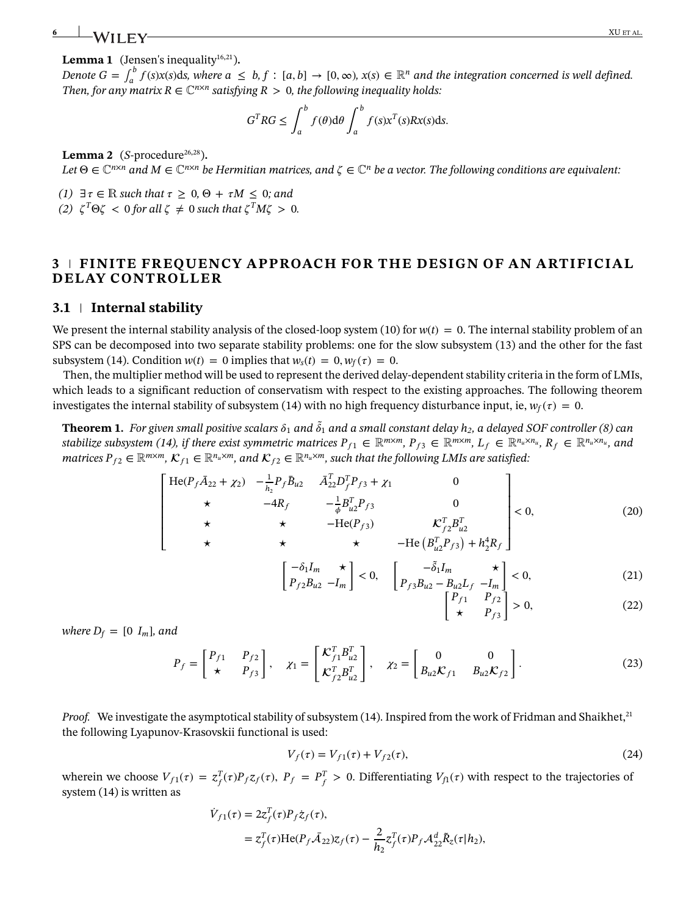**Lemma 1** (Jensen's inequality[16,21]).

*Denote $G = \int_a^b f(s)x(s)\mathrm{d}s$, where $a \leq b$, $f : [a, b] \to [0, \infty)$, $x(s) \in \mathbb{R}^n$ and the integration concerned is well defined. Then, for any matrix $R \in \mathbb{C}^{n\times n}$ satisfying $R > 0$, the following inequality holds:*

$$G^T R G \leq \int_a^b f(\theta)\mathrm{d}\theta \int_a^b f(s)x^T(s)Rx(s)\mathrm{d}s.$$

**Lemma 2** ($S$-procedure[26,28]).

*Let $\Theta \in \mathbb{C}^{n\times n}$ and $M \in \mathbb{C}^{n\times n}$ be Hermitian matrices, and $\zeta \in \mathbb{C}^n$ be a vector. The following conditions are equivalent:*

*(1) $\exists\, \tau \in \mathbb{R}$ such that $\tau \geq 0$, $\Theta + \tau M \leq 0$; and*
*(2) $\zeta^T \Theta \zeta < 0$ for all $\zeta \neq 0$ such that $\zeta^T M \zeta > 0$.*

## 3 FINITE FREQUENCY APPROACH FOR THE DESIGN OF AN ARTIFICIAL DELAY CONTROLLER

### 3.1 Internal stability

We present the internal stability analysis of the closed-loop system (10) for $w(t) = 0$. The internal stability problem of an SPS can be decomposed into two separate stability problems: one for the slow subsystem (13) and the other for the fast subsystem (14). Condition $w(t) = 0$ implies that $w_s(t) = 0, w_f(\tau) = 0$.

Then, the multiplier method will be used to represent the derived delay-dependent stability criteria in the form of LMIs, which leads to a significant reduction of conservatism with respect to the existing approaches. The following theorem investigates the internal stability of subsystem (14) with no high frequency disturbance input, ie, $w_f(\tau) = 0$.

**Theorem 1.** *For given small positive scalars $\delta_1$ and $\tilde{\delta}_1$ and a small constant delay $h_2$, a delayed SOF controller (8) can stabilize subsystem (14), if there exist symmetric matrices $P_{f1} \in \mathbb{R}^{m\times m}$, $P_{f3} \in \mathbb{R}^{m\times m}$, $L_f \in \mathbb{R}^{n_u\times n_u}$, $R_f \in \mathbb{R}^{n_u\times n_u}$, and matrices $P_{f2} \in \mathbb{R}^{m\times m}$, $\mathcal{K}_{f1} \in \mathbb{R}^{n_u\times m}$, and $\mathcal{K}_{f2} \in \mathbb{R}^{n_u\times m}$, such that the following LMIs are satisfied:*

$$\begin{bmatrix} \mathrm{He}(P_f\bar{A}_{22} + \chi_2) & -\frac{1}{h_2}P_f\bar{B}_{u2} & \bar{A}_{22}^T D_f^T P_{f3} + \chi_1 & 0 \\ \star & -4R_f & -\frac{1}{\phi}B_{u2}^T P_{f3} & 0 \\ \star & \star & -\mathrm{He}(P_{f3}) & \mathcal{K}_{f2}^T B_{u2}^T \\ \star & \star & \star & -\mathrm{He}\left(B_{u2}^T P_{f3}\right) + h_2^4 R_f \end{bmatrix} < 0, \tag{20}$$

$$\begin{bmatrix} -\delta_1 I_m & \star \\ P_{f2}B_{u2} & -I_m \end{bmatrix} < 0, \quad \begin{bmatrix} -\tilde{\delta}_1 I_m & \star \\ P_{f3}B_{u2} - B_{u2}L_f & -I_m \end{bmatrix} < 0, \tag{21}$$

$$\begin{bmatrix} P_{f1} & P_{f2} \\ \star & P_{f3} \end{bmatrix} > 0, \tag{22}$$

*where $D_f = [0 \;\; I_m]$, and*

$$P_f = \begin{bmatrix} P_{f1} & P_{f2} \\ \star & P_{f3} \end{bmatrix}, \quad \chi_1 = \begin{bmatrix} \mathcal{K}_{f1}^T B_{u2}^T \\ \mathcal{K}_{f2}^T B_{u2}^T \end{bmatrix}, \quad \chi_2 = \begin{bmatrix} 0 & 0 \\ B_{u2}\mathcal{K}_{f1} & B_{u2}\mathcal{K}_{f2} \end{bmatrix}. \tag{23}$$

*Proof.* We investigate the asymptotical stability of subsystem (14). Inspired from the work of Fridman and Shaikhet,[21] the following Lyapunov-Krasovskii functional is used:

$$V_f(\tau) = V_{f1}(\tau) + V_{f2}(\tau), \tag{24}$$

wherein we choose $V_{f1}(\tau) = z_f^T(\tau)P_f z_f(\tau)$, $P_f = P_f^T > 0$. Differentiating $V_{f1}(\tau)$ with respect to the trajectories of system (14) is written as

$$\begin{aligned} \dot{V}_{f1}(\tau) &= 2z_f^T(\tau)P_f\dot{z}_f(\tau), \\ &= z_f^T(\tau)\mathrm{He}(P_f\bar{\mathcal{A}}_{22})z_f(\tau) - \frac{2}{h_2}z_f^T(\tau)P_f\mathcal{A}_{22}^d\bar{R}_z(\tau|h_2), \end{aligned}$$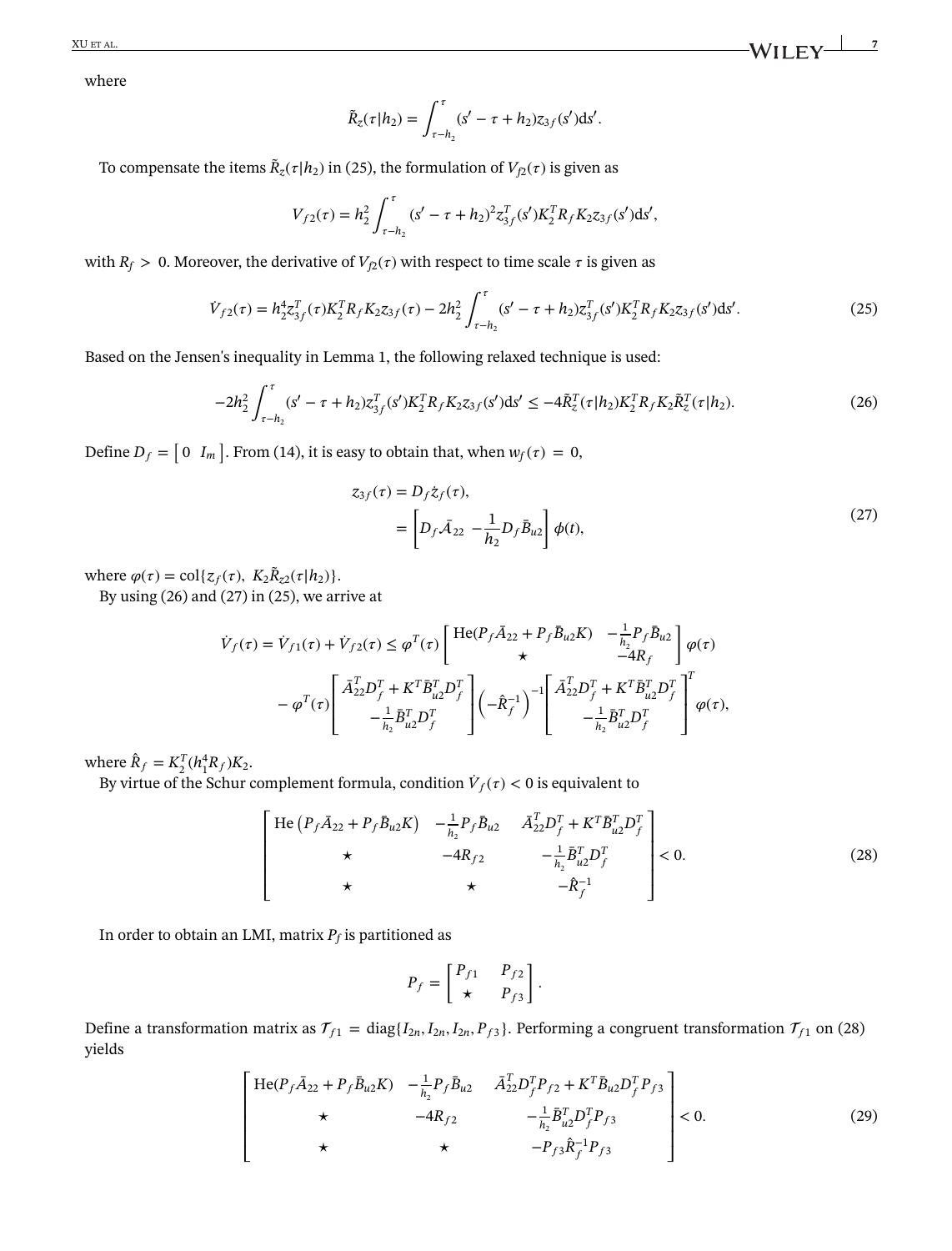where

$$\tilde{R}_z(\tau|h_2) = \int_{\tau-h_2}^{\tau} (s' - \tau + h_2) z_{3f}(s') \mathrm{d}s'.$$

To compensate the items $\tilde{R}_z(\tau|h_2)$ in (25), the formulation of $V_{f2}(\tau)$ is given as

$$V_{f2}(\tau) = h_2^2 \int_{\tau-h_2}^{\tau} (s' - \tau + h_2)^2 z_{3f}^T(s') K_2^T R_f K_2 z_{3f}(s') \mathrm{d}s',$$

with $R_f > 0$. Moreover, the derivative of $V_{f2}(\tau)$ with respect to time scale $\tau$ is given as

$$\dot{V}_{f2}(\tau) = h_2^4 z_{3f}^T(\tau) K_2^T R_f K_2 z_{3f}(\tau) - 2h_2^2 \int_{\tau-h_2}^{\tau} (s' - \tau + h_2) z_{3f}^T(s') K_2^T R_f K_2 z_{3f}(s') \mathrm{d}s'. \tag{25}$$

Based on the Jensen's inequality in Lemma 1, the following relaxed technique is used:

$$-2h_2^2 \int_{\tau-h_2}^{\tau} (s' - \tau + h_2) z_{3f}^T(s') K_2^T R_f K_2 z_{3f}(s') \mathrm{d}s' \leq -4\tilde{R}_z^T(\tau|h_2) K_2^T R_f K_2 \tilde{R}_z^T(\tau|h_2). \tag{26}$$

Define $D_f = \begin{bmatrix} 0 & I_m \end{bmatrix}$. From (14), it is easy to obtain that, when $w_f(\tau) = 0$,

$$\begin{aligned} z_{3f}(\tau) &= D_f \dot{z}_f(\tau), \\ &= \begin{bmatrix} D_f \bar{A}_{22} & -\frac{1}{h_2} D_f \bar{B}_{u2} \end{bmatrix} \phi(t), \end{aligned} \tag{27}$$

where $\varphi(\tau) = \mathrm{col}\{z_f(\tau),\ K_2 \tilde{R}_{z2}(\tau|h_2)\}$.

By using (26) and (27) in (25), we arrive at

$$\begin{aligned} \dot{V}_f(\tau) = \dot{V}_{f1}(\tau) + \dot{V}_{f2}(\tau) \leq \varphi^T(\tau) &\begin{bmatrix} \mathrm{He}(P_f \bar{A}_{22} + P_f \bar{B}_{u2} K) & -\frac{1}{h_2} P_f \bar{B}_{u2} \\ \star & -4R_f \end{bmatrix} \varphi(\tau) \\ - \varphi^T(\tau) &\begin{bmatrix} \bar{A}_{22}^T D_f^T + K^T \bar{B}_{u2}^T D_f^T \\ -\frac{1}{h_2} \bar{B}_{u2}^T D_f^T \end{bmatrix} \left( -\hat{R}_f^{-1} \right)^{-1} \begin{bmatrix} \bar{A}_{22}^T D_f^T + K^T \bar{B}_{u2}^T D_f^T \\ -\frac{1}{h_2} \bar{B}_{u2}^T D_f^T \end{bmatrix}^T \varphi(\tau), \end{aligned}$$

where $\hat{R}_f = K_2^T (h_1^4 R_f) K_2$.

By virtue of the Schur complement formula, condition $\dot{V}_f(\tau) < 0$ is equivalent to

$$\begin{bmatrix} \mathrm{He}\left(P_f \bar{A}_{22} + P_f \bar{B}_{u2} K\right) & -\frac{1}{h_2} P_f \bar{B}_{u2} & \bar{A}_{22}^T D_f^T + K^T \bar{B}_{u2}^T D_f^T \\ \star & -4R_{f2} & -\frac{1}{h_2} \bar{B}_{u2}^T D_f^T \\ \star & \star & -\hat{R}_f^{-1} \end{bmatrix} < 0. \tag{28}$$

In order to obtain an LMI, matrix $P_f$ is partitioned as

$$P_f = \begin{bmatrix} P_{f1} & P_{f2} \\ \star & P_{f3} \end{bmatrix}.$$

Define a transformation matrix as $\mathcal{T}_{f1} = \mathrm{diag}\{I_{2n}, I_{2n}, I_{2n}, P_{f3}\}$. Performing a congruent transformation $\mathcal{T}_{f1}$ on (28) yields

$$\begin{bmatrix} \mathrm{He}(P_f \bar{A}_{22} + P_f \bar{B}_{u2} K) & -\frac{1}{h_2} P_f \bar{B}_{u2} & \bar{A}_{22}^T D_f^T P_{f2} + K^T \bar{B}_{u2} D_f^T P_{f3} \\ \star & -4R_{f2} & -\frac{1}{h_2} \bar{B}_{u2}^T D_f^T P_{f3} \\ \star & \star & -P_{f3} \hat{R}_f^{-1} P_{f3} \end{bmatrix} < 0. \tag{29}$$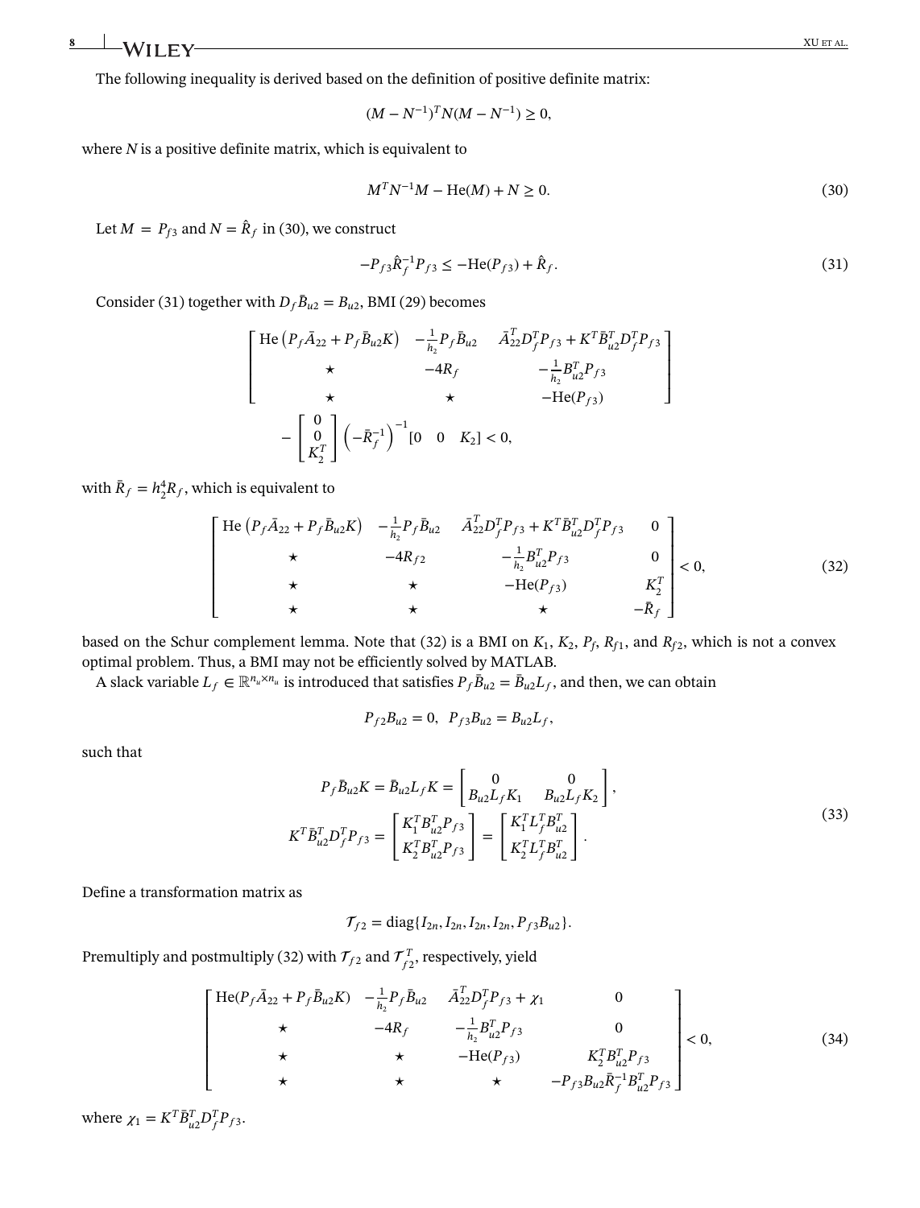The following inequality is derived based on the definition of positive definite matrix:

$$(M - N^{-1})^T N (M - N^{-1}) \geq 0,$$

where $N$ is a positive definite matrix, which is equivalent to

$$M^T N^{-1} M - \text{He}(M) + N \geq 0. \tag{30}$$

Let $M = P_{f3}$ and $N = \hat{R}_f$ in (30), we construct

$$-P_{f3}\hat{R}_f^{-1}P_{f3} \leq -\text{He}(P_{f3}) + \hat{R}_f. \tag{31}$$

Consider (31) together with $D_f\bar{B}_{u2} = B_{u2}$, BMI (29) becomes

$$\begin{bmatrix} \text{He}\left(P_f\bar{A}_{22} + P_f\bar{B}_{u2}K\right) & -\frac{1}{h_2}P_f\bar{B}_{u2} & \bar{A}_{22}^T D_f^T P_{f3} + K^T\bar{B}_{u2}^T D_f^T P_{f3} \\ \star & -4R_f & -\frac{1}{h_2}B_{u2}^T P_{f3} \\ \star & \star & -\text{He}(P_{f3}) \end{bmatrix}$$
$$- \begin{bmatrix} 0 \\ 0 \\ K_2^T \end{bmatrix} \left(-\bar{R}_f^{-1}\right)^{-1} [0 \quad 0 \quad K_2] < 0,$$

with $\bar{R}_f = h_2^4 R_f$, which is equivalent to

$$\begin{bmatrix} \text{He}\left(P_f\bar{A}_{22} + P_f\bar{B}_{u2}K\right) & -\frac{1}{h_2}P_f\bar{B}_{u2} & \bar{A}_{22}^T D_f^T P_{f3} + K^T\bar{B}_{u2}^T D_f^T P_{f3} & 0 \\ \star & -4R_{f2} & -\frac{1}{h_2}B_{u2}^T P_{f3} & 0 \\ \star & \star & -\text{He}(P_{f3}) & K_2^T \\ \star & \star & \star & -\bar{R}_f \end{bmatrix} < 0, \tag{32}$$

based on the Schur complement lemma. Note that (32) is a BMI on $K_1$, $K_2$, $P_f$, $R_{f1}$, and $R_{f2}$, which is not a convex optimal problem. Thus, a BMI may not be efficiently solved by MATLAB.

A slack variable $L_f \in \mathbb{R}^{n_u \times n_u}$ is introduced that satisfies $P_f\bar{B}_{u2} = \bar{B}_{u2}L_f$, and then, we can obtain

$$P_{f2}B_{u2} = 0, \quad P_{f3}B_{u2} = B_{u2}L_f,$$

such that

$$\begin{aligned} P_f\bar{B}_{u2}K = \bar{B}_{u2}L_f K &= \begin{bmatrix} 0 & 0 \\ B_{u2}L_f K_1 & B_{u2}L_f K_2 \end{bmatrix}, \\ K^T\bar{B}_{u2}^T D_f^T P_{f3} &= \begin{bmatrix} K_1^T B_{u2}^T P_{f3} \\ K_2^T B_{u2}^T P_{f3} \end{bmatrix} = \begin{bmatrix} K_1^T L_f^T B_{u2}^T \\ K_2^T L_f^T B_{u2}^T \end{bmatrix}. \end{aligned} \tag{33}$$

Define a transformation matrix as

$$\mathcal{T}_{f2} = \text{diag}\{I_{2n}, I_{2n}, I_{2n}, I_{2n}, P_{f3}B_{u2}\}.$$

Premultiply and postmultiply (32) with $\mathcal{T}_{f2}$ and $\mathcal{T}_{f2}^T$, respectively, yield

$$\begin{bmatrix} \text{He}(P_f\bar{A}_{22} + P_f\bar{B}_{u2}K) & -\frac{1}{h_2}P_f\bar{B}_{u2} & \bar{A}_{22}^T D_f^T P_{f3} + \chi_1 & 0 \\ \star & -4R_f & -\frac{1}{h_2}B_{u2}^T P_{f3} & 0 \\ \star & \star & -\text{He}(P_{f3}) & K_2^T B_{u2}^T P_{f3} \\ \star & \star & \star & -P_{f3}B_{u2}\bar{R}_f^{-1}B_{u2}^T P_{f3} \end{bmatrix} < 0, \tag{34}$$

where $\chi_1 = K^T\bar{B}_{u2}^T D_f^T P_{f3}$.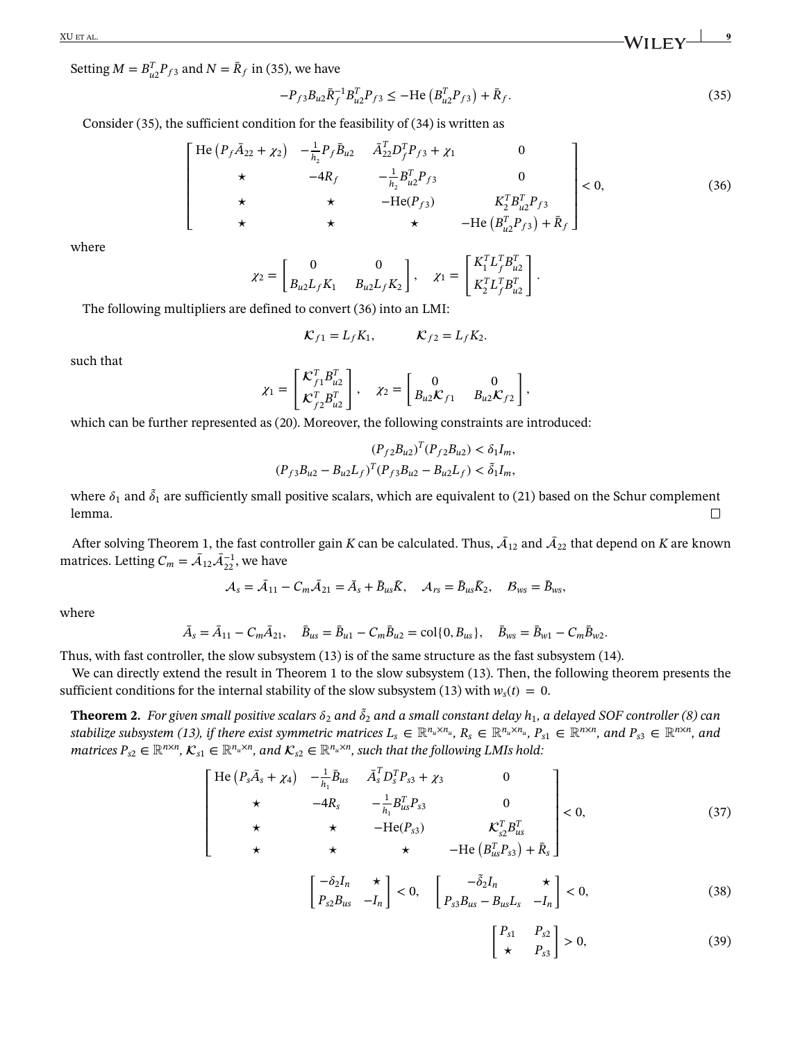Setting $M = B_{u2}^T P_{f3}$ and $N = \bar{R}_f$ in (35), we have

$$-P_{f3} B_{u2} \bar{R}_f^{-1} B_{u2}^T P_{f3} \leq -\text{He}\left(B_{u2}^T P_{f3}\right) + \bar{R}_f. \tag{35}$$

Consider (35), the sufficient condition for the feasibility of (34) is written as

$$\begin{bmatrix} \text{He}\left(P_f \bar{A}_{22} + \chi_2\right) & -\frac{1}{h_2} P_f \bar{B}_{u2} & \bar{A}_{22}^T D_f^T P_{f3} + \chi_1 & 0 \\ \star & -4R_f & -\frac{1}{h_2} B_{u2}^T P_{f3} & 0 \\ \star & \star & -\text{He}(P_{f3}) & K_2^T B_{u2}^T P_{f3} \\ \star & \star & \star & -\text{He}\left(B_{u2}^T P_{f3}\right) + \bar{R}_f \end{bmatrix} < 0, \tag{36}$$

where

$$\chi_2 = \begin{bmatrix} 0 & 0 \\ B_{u2} L_f K_1 & B_{u2} L_f K_2 \end{bmatrix}, \quad \chi_1 = \begin{bmatrix} K_1^T L_f^T B_{u2}^T \\ K_2^T L_f^T B_{u2}^T \end{bmatrix}.$$

The following multipliers are defined to convert (36) into an LMI:

$$\mathcal{K}_{f1} = L_f K_1, \qquad \mathcal{K}_{f2} = L_f K_2.$$

such that

$$\chi_1 = \begin{bmatrix} \mathcal{K}_{f1}^T B_{u2}^T \\ \mathcal{K}_{f2}^T B_{u2}^T \end{bmatrix}, \quad \chi_2 = \begin{bmatrix} 0 & 0 \\ B_{u2} \mathcal{K}_{f1} & B_{u2} \mathcal{K}_{f2} \end{bmatrix},$$

which can be further represented as (20). Moreover, the following constraints are introduced:

$$(P_{f2} B_{u2})^T (P_{f2} B_{u2}) < \delta_1 I_m,$$
$$(P_{f3} B_{u2} - B_{u2} L_f)^T (P_{f3} B_{u2} - B_{u2} L_f) < \tilde{\delta}_1 I_m,$$

where $\delta_1$ and $\tilde{\delta}_1$ are sufficiently small positive scalars, which are equivalent to (21) based on the Schur complement lemma. □

After solving Theorem 1, the fast controller gain $K$ can be calculated. Thus, $\bar{\mathcal{A}}_{12}$ and $\bar{\mathcal{A}}_{22}$ that depend on $K$ are known matrices. Letting $C_m = \bar{\mathcal{A}}_{12} \bar{\mathcal{A}}_{22}^{-1}$, we have

$$\mathcal{A}_s = \bar{A}_{11} - C_m \bar{A}_{21} = \bar{A}_s + \bar{B}_{us} \bar{K}, \quad \mathcal{A}_{rs} = \bar{B}_{us} \bar{K}_2, \quad \mathcal{B}_{ws} = \bar{B}_{ws},$$

where

$$\bar{A}_s = \bar{A}_{11} - C_m \bar{A}_{21}, \quad \bar{B}_{us} = \bar{B}_{u1} - C_m \bar{B}_{u2} = \text{col}\{0, B_{us}\}, \quad \bar{B}_{ws} = \bar{B}_{w1} - C_m \bar{B}_{w2}.$$

Thus, with fast controller, the slow subsystem (13) is of the same structure as the fast subsystem (14).

We can directly extend the result in Theorem 1 to the slow subsystem (13). Then, the following theorem presents the sufficient conditions for the internal stability of the slow subsystem (13) with $w_s(t) = 0$.

**Theorem 2.** *For given small positive scalars $\delta_2$ and $\tilde{\delta}_2$ and a small constant delay $h_1$, a delayed SOF controller (8) can stabilize subsystem (13), if there exist symmetric matrices $L_s \in \mathbb{R}^{n_u \times n_u}$, $R_s \in \mathbb{R}^{n_u \times n_u}$, $P_{s1} \in \mathbb{R}^{n \times n}$, and $P_{s3} \in \mathbb{R}^{n \times n}$, and matrices $P_{s2} \in \mathbb{R}^{n \times n}$, $\mathcal{K}_{s1} \in \mathbb{R}^{n_u \times n}$, and $\mathcal{K}_{s2} \in \mathbb{R}^{n_u \times n}$, such that the following LMIs hold:*

$$\begin{bmatrix} \text{He}\left(P_s \bar{A}_s + \chi_4\right) & -\frac{1}{h_1} \bar{B}_{us} & \bar{A}_s^T D_s^T P_{s3} + \chi_3 & 0 \\ \star & -4R_s & -\frac{1}{h_1} B_{us}^T P_{s3} & 0 \\ \star & \star & -\text{He}(P_{s3}) & \mathcal{K}_{s2}^T B_{us}^T \\ \star & \star & \star & -\text{He}\left(B_{us}^T P_{s3}\right) + \bar{R}_s \end{bmatrix} < 0, \tag{37}$$

$$\begin{bmatrix} -\delta_2 I_n & \star \\ P_{s2} B_{us} & -I_n \end{bmatrix} < 0, \quad \begin{bmatrix} -\tilde{\delta}_2 I_n & \star \\ P_{s3} B_{us} - B_{us} L_s & -I_n \end{bmatrix} < 0, \tag{38}$$

$$\begin{bmatrix} P_{s1} & P_{s2} \\ \star & P_{s3} \end{bmatrix} > 0, \tag{39}$$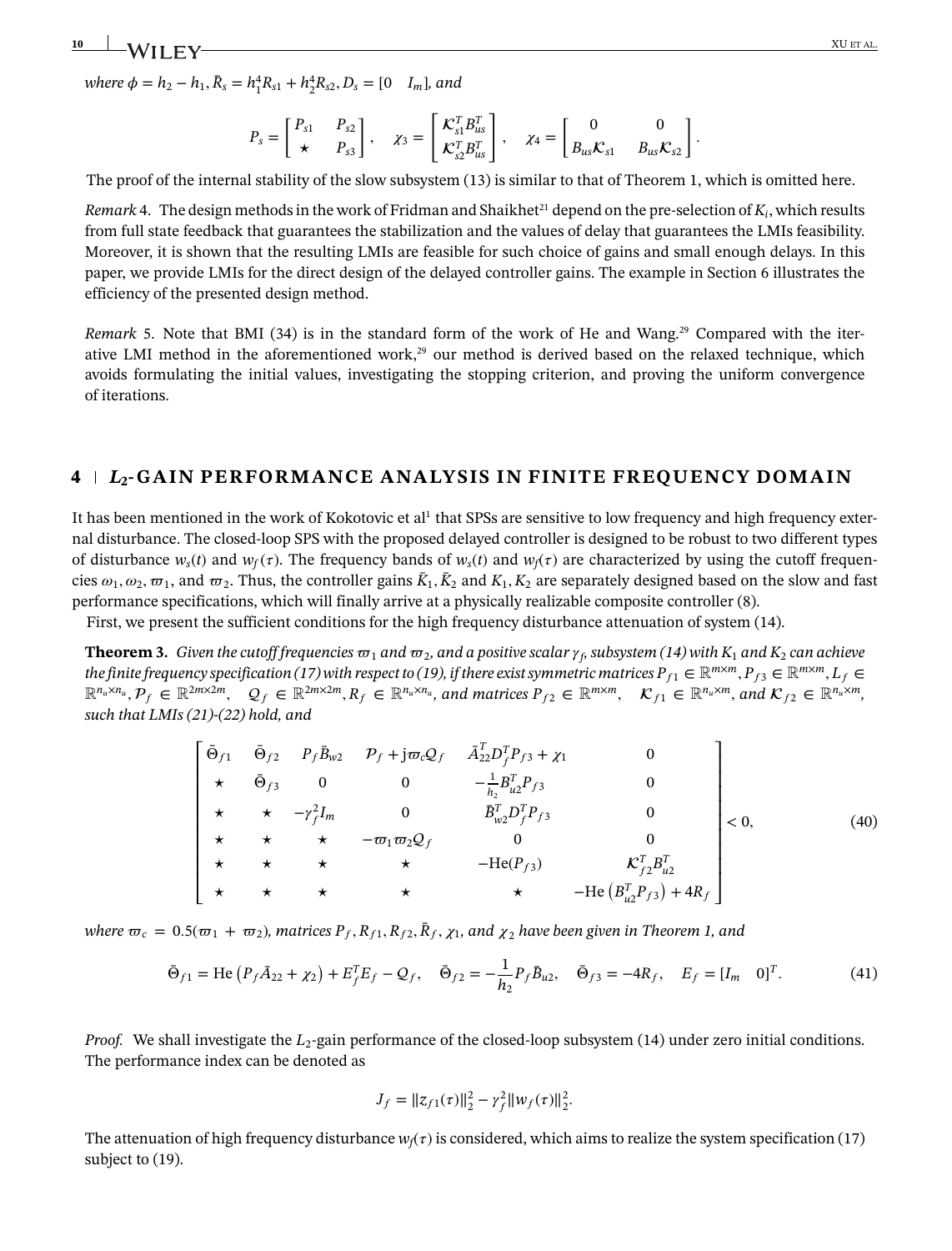where $\phi = h_2 - h_1, \bar{R}_s = h_1^4 R_{s1} + h_2^4 R_{s2}, D_s = [0 \quad I_m]$, and

$$P_s = \begin{bmatrix} P_{s1} & P_{s2} \\ \star & P_{s3} \end{bmatrix}, \quad \chi_3 = \begin{bmatrix} \mathcal{K}_{s1}^T B_{us}^T \\ \mathcal{K}_{s2}^T B_{us}^T \end{bmatrix}, \quad \chi_4 = \begin{bmatrix} 0 & 0 \\ B_{us}\mathcal{K}_{s1} & B_{us}\mathcal{K}_{s2} \end{bmatrix}.$$

The proof of the internal stability of the slow subsystem (13) is similar to that of Theorem 1, which is omitted here.

*Remark* 4. The design methods in the work of Fridman and Shaikhet[21] depend on the pre-selection of $K_i$, which results from full state feedback that guarantees the stabilization and the values of delay that guarantees the LMIs feasibility. Moreover, it is shown that the resulting LMIs are feasible for such choice of gains and small enough delays. In this paper, we provide LMIs for the direct design of the delayed controller gains. The example in Section 6 illustrates the efficiency of the presented design method.

*Remark* 5. Note that BMI (34) is in the standard form of the work of He and Wang.[29] Compared with the iterative LMI method in the aforementioned work,[29] our method is derived based on the relaxed technique, which avoids formulating the initial values, investigating the stopping criterion, and proving the uniform convergence of iterations.

## 4 | $L_2$-GAIN PERFORMANCE ANALYSIS IN FINITE FREQUENCY DOMAIN

It has been mentioned in the work of Kokotovic et al[1] that SPSs are sensitive to low frequency and high frequency external disturbance. The closed-loop SPS with the proposed delayed controller is designed to be robust to two different types of disturbance $w_s(t)$ and $w_f(\tau)$. The frequency bands of $w_s(t)$ and $w_f(\tau)$ are characterized by using the cutoff frequencies $\omega_1, \omega_2, \varpi_1$, and $\varpi_2$. Thus, the controller gains $\bar{K}_1, \bar{K}_2$ and $K_1, K_2$ are separately designed based on the slow and fast performance specifications, which will finally arrive at a physically realizable composite controller (8).

First, we present the sufficient conditions for the high frequency disturbance attenuation of system (14).

**Theorem 3.** *Given the cutoff frequencies $\varpi_1$ and $\varpi_2$, and a positive scalar $\gamma_f$, subsystem (14) with $K_1$ and $K_2$ can achieve the finite frequency specification (17) with respect to (19), if there exist symmetric matrices $P_{f1} \in \mathbb{R}^{m\times m}, P_{f3} \in \mathbb{R}^{m\times m}, L_f \in \mathbb{R}^{n_u\times n_u}, \mathcal{P}_f \in \mathbb{R}^{2m\times 2m}, \quad \mathcal{Q}_f \in \mathbb{R}^{2m\times 2m}, R_f \in \mathbb{R}^{n_u\times n_u}$, and matrices $P_{f2} \in \mathbb{R}^{m\times m}, \quad \mathcal{K}_{f1} \in \mathbb{R}^{n_u\times m}$, and $\mathcal{K}_{f2} \in \mathbb{R}^{n_u\times m}$, such that LMIs (21)-(22) hold, and*

$$\begin{bmatrix} \bar{\Theta}_{f1} & \bar{\Theta}_{f2} & P_f\bar{B}_{w2} & \mathcal{P}_f + \mathrm{j}\varpi_c\mathcal{Q}_f & \bar{A}_{22}^T D_f^T P_{f3} + \chi_1 & 0 \\ \star & \bar{\Theta}_{f3} & 0 & 0 & -\frac{1}{h_2}B_{u2}^T P_{f3} & 0 \\ \star & \star & -\gamma_f^2 I_m & 0 & \bar{B}_{w2}^T D_f^T P_{f3} & 0 \\ \star & \star & \star & -\varpi_1\varpi_2\mathcal{Q}_f & 0 & 0 \\ \star & \star & \star & \star & -\mathrm{He}(P_{f3}) & \mathcal{K}_{f2}^T B_{u2}^T \\ \star & \star & \star & \star & \star & -\mathrm{He}\left(B_{u2}^T P_{f3}\right) + 4R_f \end{bmatrix} < 0, \tag{40}$$

*where $\varpi_c = 0.5(\varpi_1 + \varpi_2)$, matrices $P_f, R_{f1}, R_{f2}, \bar{R}_f, \chi_1$, and $\chi_2$ have been given in Theorem 1, and*

$$\bar{\Theta}_{f1} = \mathrm{He}\left(P_f\bar{A}_{22} + \chi_2\right) + E_f^T E_f - \mathcal{Q}_f, \quad \bar{\Theta}_{f2} = -\frac{1}{h_2}P_f\bar{B}_{u2}, \quad \bar{\Theta}_{f3} = -4R_f, \quad E_f = [I_m \quad 0]^T. \tag{41}$$

*Proof.* We shall investigate the $L_2$-gain performance of the closed-loop subsystem (14) under zero initial conditions. The performance index can be denoted as

$$J_f = \|z_{f1}(\tau)\|_2^2 - \gamma_f^2\|w_f(\tau)\|_2^2.$$

The attenuation of high frequency disturbance $w_f(\tau)$ is considered, which aims to realize the system specification (17) subject to (19).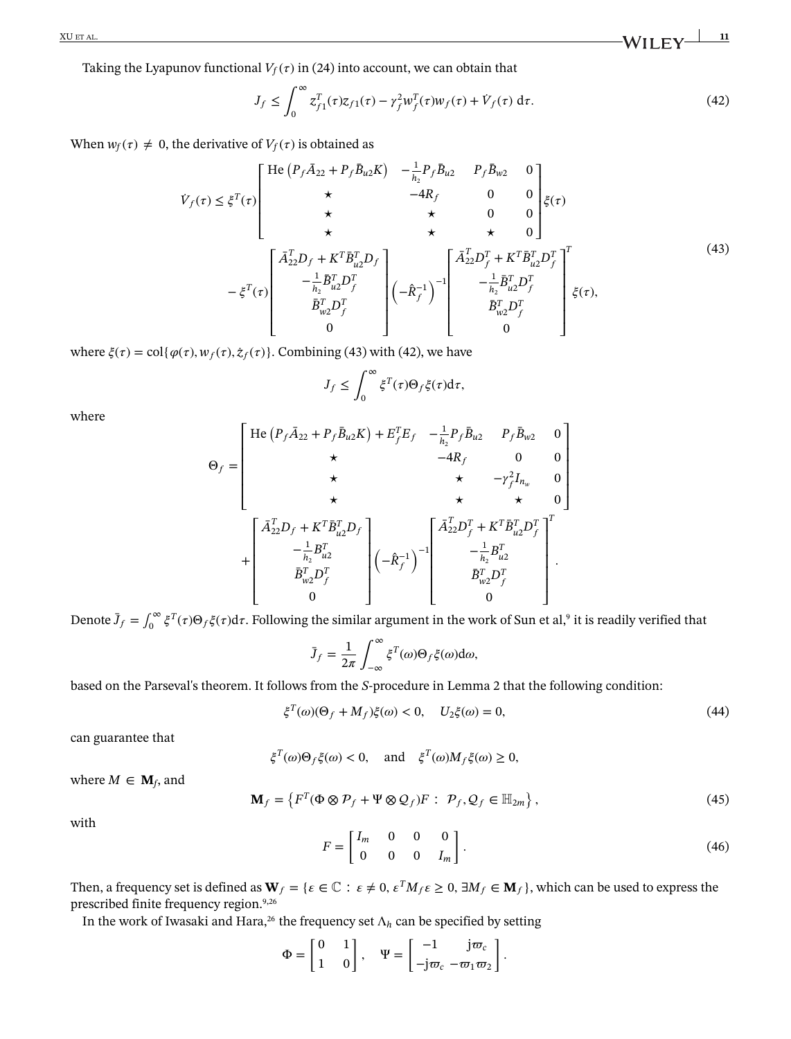Taking the Lyapunov functional $V_f(\tau)$ in (24) into account, we can obtain that

$$J_f \leq \int_0^{\infty} z_{f1}^T(\tau) z_{f1}(\tau) - \gamma_f^2 w_f^T(\tau) w_f(\tau) + \dot{V}_f(\tau)\, \mathrm{d}\tau. \tag{42}$$

When $w_f(\tau) \neq 0$, the derivative of $V_f(\tau)$ is obtained as

$$\begin{aligned}
\dot{V}_f(\tau) \leq{}& \xi^T(\tau) \begin{bmatrix} \mathrm{He}\left(P_f \bar{A}_{22} + P_f \bar{B}_{u2} K\right) & -\frac{1}{h_2} P_f \bar{B}_{u2} & P_f \bar{B}_{w2} & 0 \\ \star & -4R_f & 0 & 0 \\ \star & \star & 0 & 0 \\ \star & \star & \star & 0 \end{bmatrix} \xi(\tau) \\
& - \xi^T(\tau) \begin{bmatrix} \bar{A}_{22}^T D_f + K^T \bar{B}_{u2}^T D_f \\ -\frac{1}{h_2} \bar{B}_{u2}^T D_f^T \\ \bar{B}_{w2}^T D_f^T \\ 0 \end{bmatrix} \left(-\hat{R}_f^{-1}\right)^{-1} \begin{bmatrix} \bar{A}_{22}^T D_f^T + K^T \bar{B}_{u2}^T D_f^T \\ -\frac{1}{h_2} \bar{B}_{u2}^T D_f^T \\ \bar{B}_{w2}^T D_f^T \\ 0 \end{bmatrix}^T \xi(\tau),
\end{aligned} \tag{43}$$

where $\xi(\tau) = \mathrm{col}\{\varphi(\tau), w_f(\tau), \dot{z}_f(\tau)\}$. Combining (43) with (42), we have

$$J_f \leq \int_0^{\infty} \xi^T(\tau) \Theta_f \xi(\tau) \mathrm{d}\tau,$$

where

$$\begin{aligned}
\Theta_f ={}& \begin{bmatrix} \mathrm{He}\left(P_f \bar{A}_{22} + P_f \bar{B}_{u2} K\right) + E_f^T E_f & -\frac{1}{h_2} P_f \bar{B}_{u2} & P_f \bar{B}_{w2} & 0 \\ \star & -4R_f & 0 & 0 \\ \star & \star & -\gamma_f^2 I_{n_w} & 0 \\ \star & \star & \star & 0 \end{bmatrix} \\
& + \begin{bmatrix} \bar{A}_{22}^T D_f + K^T \bar{B}_{u2}^T D_f \\ -\frac{1}{h_2} B_{u2}^T \\ \bar{B}_{w2}^T D_f^T \\ 0 \end{bmatrix} \left(-\hat{R}_f^{-1}\right)^{-1} \begin{bmatrix} \bar{A}_{22}^T D_f^T + K^T \bar{B}_{u2}^T D_f^T \\ -\frac{1}{h_2} B_{u2}^T \\ \bar{B}_{w2}^T D_f^T \\ 0 \end{bmatrix}^T.
\end{aligned}$$

Denote $\bar{J}_f = \int_0^{\infty} \xi^T(\tau) \Theta_f \xi(\tau) \mathrm{d}\tau$. Following the similar argument in the work of Sun et al,[9] it is readily verified that

$$\bar{J}_f = \frac{1}{2\pi} \int_{-\infty}^{\infty} \xi^T(\omega) \Theta_f \xi(\omega) \mathrm{d}\omega,$$

based on the Parseval's theorem. It follows from the $S$-procedure in Lemma 2 that the following condition:

$$\xi^T(\omega)(\Theta_f + M_f)\xi(\omega) < 0, \quad U_2 \xi(\omega) = 0, \tag{44}$$

can guarantee that

$$\xi^T(\omega) \Theta_f \xi(\omega) < 0, \quad \text{and} \quad \xi^T(\omega) M_f \xi(\omega) \geq 0,$$

where $M \in \mathbf{M}_f$, and

$$\mathbf{M}_f = \left\{ F^T(\Phi \otimes \mathcal{P}_f + \Psi \otimes \mathcal{Q}_f) F : \ \mathcal{P}_f, \mathcal{Q}_f \in \mathbb{H}_{2m} \right\}, \tag{45}$$

with

$$F = \begin{bmatrix} I_m & 0 & 0 & 0 \\ 0 & 0 & 0 & I_m \end{bmatrix}. \tag{46}$$

Then, a frequency set is defined as $\mathbf{W}_f = \{\varepsilon \in \mathbb{C} : \varepsilon \neq 0, \varepsilon^T M_f \varepsilon \geq 0, \exists M_f \in \mathbf{M}_f\}$, which can be used to express the prescribed finite frequency region.[9,26]

In the work of Iwasaki and Hara,[26] the frequency set $\Lambda_h$ can be specified by setting

$$\Phi = \begin{bmatrix} 0 & 1 \\ 1 & 0 \end{bmatrix}, \quad \Psi = \begin{bmatrix} -1 & \mathrm{j}\varpi_c \\ -\mathrm{j}\varpi_c & -\varpi_1 \varpi_2 \end{bmatrix}.$$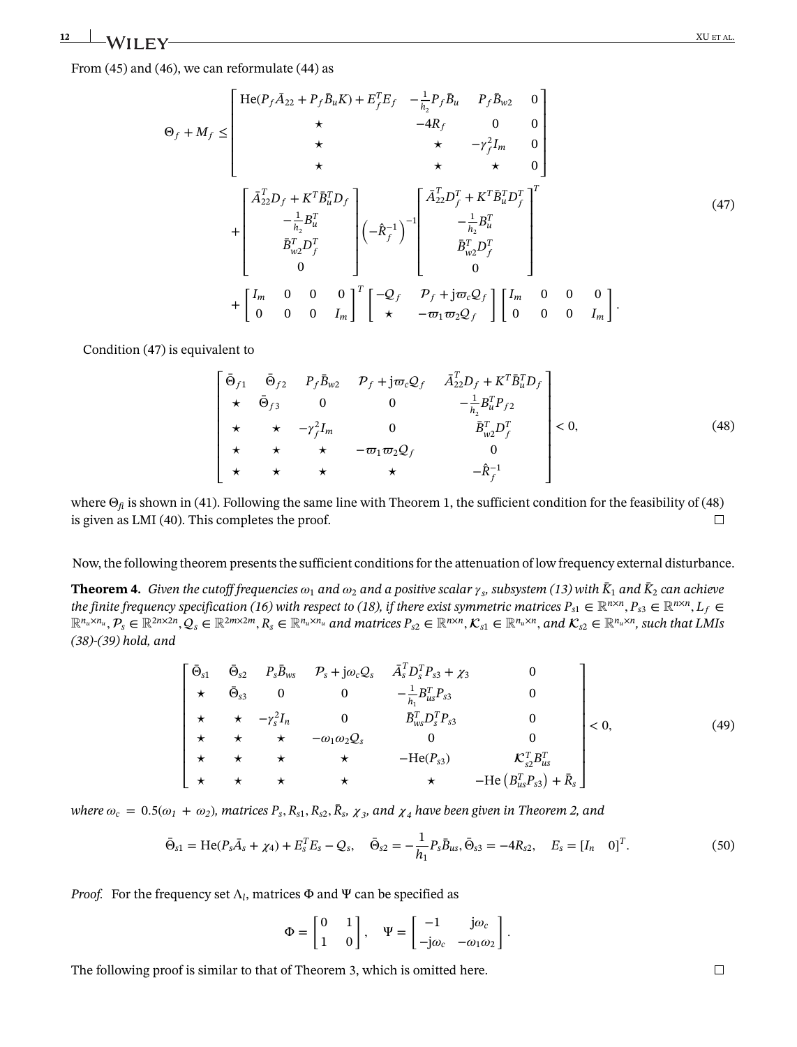From (45) and (46), we can reformulate (44) as

$$
\Theta_f + M_f \leq \begin{bmatrix} \mathrm{He}(P_f \bar{A}_{22} + P_f \bar{B}_u K) + E_f^T E_f & -\frac{1}{h_2} P_f \bar{B}_u & P_f \bar{B}_{w2} & 0 \\ \star & -4R_f & 0 & 0 \\ \star & \star & -\gamma_f^2 I_m & 0 \\ \star & \star & \star & 0 \end{bmatrix}
$$
$$
+ \begin{bmatrix} \bar{A}_{22}^T D_f + K^T \bar{B}_u^T D_f \\ -\frac{1}{h_2} B_u^T \\ \bar{B}_{w2}^T D_f^T \\ 0 \end{bmatrix} \left(-\hat{R}_f^{-1}\right)^{-1} \begin{bmatrix} \bar{A}_{22}^T D_f^T + K^T \bar{B}_u^T D_f^T \\ -\frac{1}{h_2} B_u^T \\ \bar{B}_{w2}^T D_f^T \\ 0 \end{bmatrix}^T \tag{47}
$$
$$
+ \begin{bmatrix} I_m & 0 & 0 & 0 \\ 0 & 0 & 0 & I_m \end{bmatrix}^T \begin{bmatrix} -\mathcal{Q}_f & \mathcal{P}_f + \mathrm{j}\varpi_c \mathcal{Q}_f \\ \star & -\varpi_1 \varpi_2 \mathcal{Q}_f \end{bmatrix} \begin{bmatrix} I_m & 0 & 0 & 0 \\ 0 & 0 & 0 & I_m \end{bmatrix}.
$$

Condition (47) is equivalent to

$$
\begin{bmatrix} \bar{\Theta}_{f1} & \bar{\Theta}_{f2} & P_f \bar{B}_{w2} & \mathcal{P}_f + \mathrm{j}\varpi_c \mathcal{Q}_f & \bar{A}_{22}^T D_f + K^T \bar{B}_u^T D_f \\ \star & \bar{\Theta}_{f3} & 0 & 0 & -\frac{1}{h_2} B_u^T P_{f2} \\ \star & \star & -\gamma_f^2 I_m & 0 & \bar{B}_{w2}^T D_f^T \\ \star & \star & \star & -\varpi_1 \varpi_2 \mathcal{Q}_f & 0 \\ \star & \star & \star & \star & -\hat{R}_f^{-1} \end{bmatrix} < 0, \tag{48}
$$

where $\Theta_{fi}$ is shown in (41). Following the same line with Theorem 1, the sufficient condition for the feasibility of (48) is given as LMI (40). This completes the proof. □

Now, the following theorem presents the sufficient conditions for the attenuation of low frequency external disturbance.

**Theorem 4.** *Given the cutoff frequencies $\omega_1$ and $\omega_2$ and a positive scalar $\gamma_s$, subsystem (13) with $\bar{K}_1$ and $\bar{K}_2$ can achieve the finite frequency specification (16) with respect to (18), if there exist symmetric matrices $P_{s1} \in \mathbb{R}^{n\times n}, P_{s3} \in \mathbb{R}^{n\times n}, L_f \in \mathbb{R}^{n_u\times n_u}, \mathcal{P}_s \in \mathbb{R}^{2n\times 2n}, \mathcal{Q}_s \in \mathbb{R}^{2m\times 2m}, R_s \in \mathbb{R}^{n_u\times n_u}$ and matrices $P_{s2} \in \mathbb{R}^{n\times n}, \mathcal{K}_{s1} \in \mathbb{R}^{n_u\times n}$, and $\mathcal{K}_{s2} \in \mathbb{R}^{n_u\times n}$, such that LMIs (38)-(39) hold, and*

$$
\begin{bmatrix} \bar{\Theta}_{s1} & \bar{\Theta}_{s2} & P_s \bar{B}_{ws} & \mathcal{P}_s + \mathrm{j}\omega_c \mathcal{Q}_s & \bar{A}_s^T D_s^T P_{s3} + \chi_3 & 0 \\ \star & \bar{\Theta}_{s3} & 0 & 0 & -\frac{1}{h_1} B_{us}^T P_{s3} & 0 \\ \star & \star & -\gamma_s^2 I_n & 0 & \bar{B}_{ws}^T D_s^T P_{s3} & 0 \\ \star & \star & \star & -\omega_1 \omega_2 \mathcal{Q}_s & 0 & 0 \\ \star & \star & \star & \star & -\mathrm{He}(P_{s3}) & \mathcal{K}_{s2}^T B_{us}^T \\ \star & \star & \star & \star & \star & -\mathrm{He}\left(B_{us}^T P_{s3}\right) + \bar{R}_s \end{bmatrix} < 0, \tag{49}
$$

*where $\omega_c = 0.5(\omega_1 + \omega_2)$, matrices $P_s, R_{s1}, R_{s2}, \bar{R}_s, \chi_3$, and $\chi_4$ have been given in Theorem 2, and*

$$
\bar{\Theta}_{s1} = \mathrm{He}(P_s \bar{A}_s + \chi_4) + E_s^T E_s - \mathcal{Q}_s, \quad \bar{\Theta}_{s2} = -\frac{1}{h_1} P_s \bar{B}_{us}, \bar{\Theta}_{s3} = -4R_{s2}, \quad E_s = [I_n \quad 0]^T. \tag{50}
$$

*Proof.* For the frequency set $\Lambda_l$, matrices $\Phi$ and $\Psi$ can be specified as

$$
\Phi = \begin{bmatrix} 0 & 1 \\ 1 & 0 \end{bmatrix}, \quad \Psi = \begin{bmatrix} -1 & \mathrm{j}\omega_c \\ -\mathrm{j}\omega_c & -\omega_1 \omega_2 \end{bmatrix}.
$$

The following proof is similar to that of Theorem 3, which is omitted here. □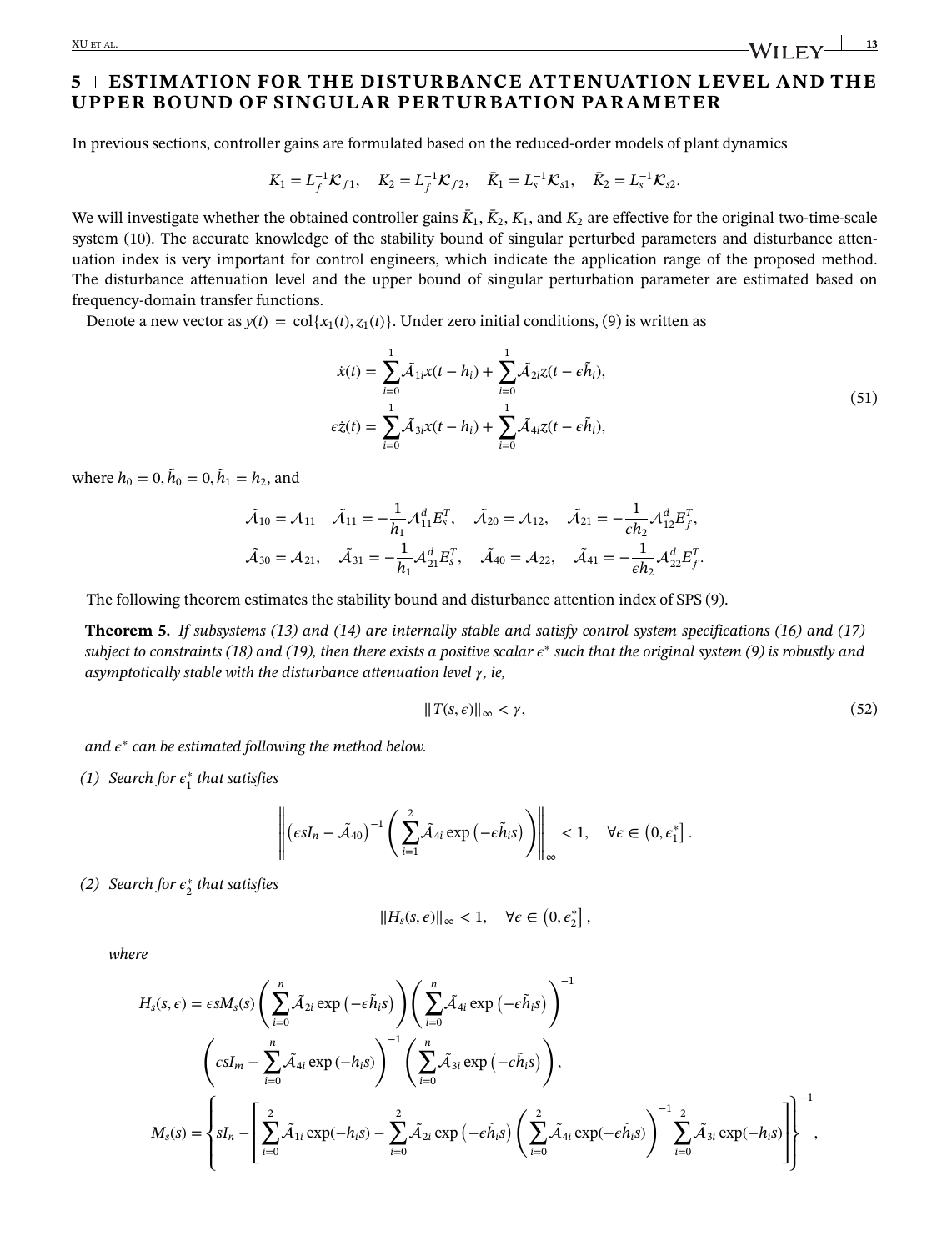## 5 | ESTIMATION FOR THE DISTURBANCE ATTENUATION LEVEL AND THE UPPER BOUND OF SINGULAR PERTURBATION PARAMETER

In previous sections, controller gains are formulated based on the reduced-order models of plant dynamics

$$K_1 = L_f^{-1}\mathcal{K}_{f1}, \quad K_2 = L_f^{-1}\mathcal{K}_{f2}, \quad \bar{K}_1 = L_s^{-1}\mathcal{K}_{s1}, \quad \bar{K}_2 = L_s^{-1}\mathcal{K}_{s2}.$$

We will investigate whether the obtained controller gains $\bar{K}_1$, $\bar{K}_2$, $K_1$, and $K_2$ are effective for the original two-time-scale system (10). The accurate knowledge of the stability bound of singular perturbed parameters and disturbance attenuation index is very important for control engineers, which indicate the application range of the proposed method. The disturbance attenuation level and the upper bound of singular perturbation parameter are estimated based on frequency-domain transfer functions.

Denote a new vector as $y(t) = \text{col}\{x_1(t), z_1(t)\}$. Under zero initial conditions, (9) is written as

$$\begin{aligned}
\dot{x}(t) &= \sum_{i=0}^{1} \tilde{\mathcal{A}}_{1i} x(t-h_i) + \sum_{i=0}^{1} \tilde{\mathcal{A}}_{2i} z(t-\epsilon\tilde{h}_i), \\
\epsilon\dot{z}(t) &= \sum_{i=0}^{1} \tilde{\mathcal{A}}_{3i} x(t-h_i) + \sum_{i=0}^{1} \tilde{\mathcal{A}}_{4i} z(t-\epsilon\tilde{h}_i),
\end{aligned} \tag{51}$$

where $h_0 = 0, \tilde{h}_0 = 0, \tilde{h}_1 = h_2$, and

$$\begin{aligned}
&\tilde{\mathcal{A}}_{10} = \mathcal{A}_{11} \quad \tilde{\mathcal{A}}_{11} = -\frac{1}{h_1}\mathcal{A}_{11}^d E_s^T, \quad \tilde{\mathcal{A}}_{20} = \mathcal{A}_{12}, \quad \tilde{\mathcal{A}}_{21} = -\frac{1}{\epsilon h_2}\mathcal{A}_{12}^d E_f^T, \\
&\tilde{\mathcal{A}}_{30} = \mathcal{A}_{21}, \quad \tilde{\mathcal{A}}_{31} = -\frac{1}{h_1}\mathcal{A}_{21}^d E_s^T, \quad \tilde{\mathcal{A}}_{40} = \mathcal{A}_{22}, \quad \tilde{\mathcal{A}}_{41} = -\frac{1}{\epsilon h_2}\mathcal{A}_{22}^d E_f^T.
\end{aligned}$$

The following theorem estimates the stability bound and disturbance attention index of SPS (9).

**Theorem 5.** *If subsystems (13) and (14) are internally stable and satisfy control system specifications (16) and (17) subject to constraints (18) and (19), then there exists a positive scalar $\epsilon^*$ such that the original system (9) is robustly and asymptotically stable with the disturbance attenuation level $\gamma$, ie,*

$$\|T(s, \epsilon)\|_\infty < \gamma, \tag{52}$$

*and $\epsilon^*$ can be estimated following the method below.*

*(1) Search for $\epsilon_1^*$ that satisfies*

$$\left\| \left(\epsilon s I_n - \tilde{\mathcal{A}}_{40}\right)^{-1} \left( \sum_{i=1}^{2} \tilde{\mathcal{A}}_{4i} \exp\left(-\epsilon\tilde{h}_i s\right) \right) \right\|_\infty < 1, \quad \forall \epsilon \in \left(0, \epsilon_1^*\right].$$

*(2) Search for $\epsilon_2^*$ that satisfies*

$$\|H_s(s, \epsilon)\|_\infty < 1, \quad \forall \epsilon \in \left(0, \epsilon_2^*\right],$$

*where*

$$\begin{aligned}
H_s(s, \epsilon) = {} & \epsilon s M_s(s) \left( \sum_{i=0}^{n} \tilde{\mathcal{A}}_{2i} \exp\left(-\epsilon\tilde{h}_i s\right) \right) \left( \sum_{i=0}^{n} \tilde{\mathcal{A}}_{4i} \exp\left(-\epsilon\tilde{h}_i s\right) \right)^{-1} \\
& \left( \epsilon s I_m - \sum_{i=0}^{n} \tilde{\mathcal{A}}_{4i} \exp\left(-h_i s\right) \right)^{-1} \left( \sum_{i=0}^{n} \tilde{\mathcal{A}}_{3i} \exp\left(-\epsilon\tilde{h}_i s\right) \right), \\
M_s(s) = {} & \left\{ s I_n - \left[ \sum_{i=0}^{2} \tilde{\mathcal{A}}_{1i} \exp(-h_i s) - \sum_{i=0}^{2} \tilde{\mathcal{A}}_{2i} \exp\left(-\epsilon\tilde{h}_i s\right) \left( \sum_{i=0}^{2} \tilde{\mathcal{A}}_{4i} \exp(-\epsilon\tilde{h}_i s) \right)^{-1} \sum_{i=0}^{2} \tilde{\mathcal{A}}_{3i} \exp(-h_i s) \right] \right\}^{-1},
\end{aligned}$$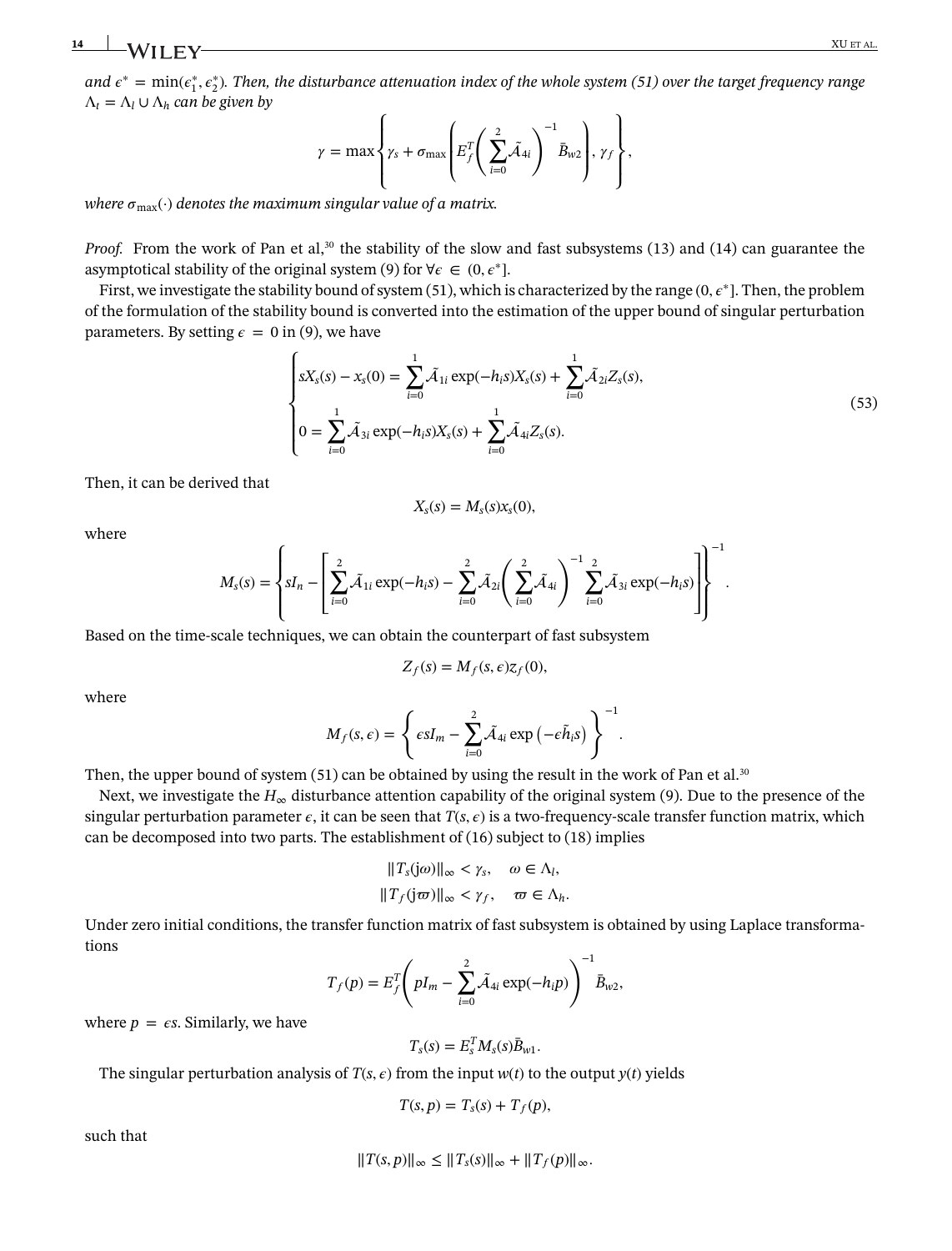*and $\epsilon^* = \min(\epsilon_1^*, \epsilon_2^*)$. Then, the disturbance attenuation index of the whole system (51) over the target frequency range $\Lambda_t = \Lambda_l \cup \Lambda_h$ can be given by*

$$\gamma = \max\left\{\gamma_s + \sigma_{\max}\left(E_f^T\left(\sum_{i=0}^{2}\tilde{\mathcal{A}}_{4i}\right)^{-1}\bar{B}_{w2}\right), \gamma_f\right\},$$

*where $\sigma_{\max}(\cdot)$ denotes the maximum singular value of a matrix.*

*Proof.* From the work of Pan et al,[30] the stability of the slow and fast subsystems (13) and (14) can guarantee the asymptotical stability of the original system (9) for $\forall \epsilon \in (0, \epsilon^*]$.

First, we investigate the stability bound of system (51), which is characterized by the range $(0, \epsilon^*]$. Then, the problem of the formulation of the stability bound is converted into the estimation of the upper bound of singular perturbation parameters. By setting $\epsilon = 0$ in (9), we have

$$\begin{cases} sX_s(s) - x_s(0) = \sum_{i=0}^{1}\tilde{\mathcal{A}}_{1i}\exp(-h_i s)X_s(s) + \sum_{i=0}^{1}\tilde{\mathcal{A}}_{2i}Z_s(s), \\ 0 = \sum_{i=0}^{1}\tilde{\mathcal{A}}_{3i}\exp(-h_i s)X_s(s) + \sum_{i=0}^{1}\tilde{\mathcal{A}}_{4i}Z_s(s). \end{cases} \tag{53}$$

Then, it can be derived that

$$X_s(s) = M_s(s)x_s(0),$$

where

$$M_s(s) = \left\{sI_n - \left[\sum_{i=0}^{2}\tilde{\mathcal{A}}_{1i}\exp(-h_i s) - \sum_{i=0}^{2}\tilde{\mathcal{A}}_{2i}\left(\sum_{i=0}^{2}\tilde{\mathcal{A}}_{4i}\right)^{-1}\sum_{i=0}^{2}\tilde{\mathcal{A}}_{3i}\exp(-h_i s)\right]\right\}^{-1}.$$

Based on the time-scale techniques, we can obtain the counterpart of fast subsystem

$$Z_f(s) = M_f(s, \epsilon)z_f(0),$$

where

$$M_f(s, \epsilon) = \left\{\epsilon s I_m - \sum_{i=0}^{2}\tilde{\mathcal{A}}_{4i}\exp\left(-\epsilon\tilde{h}_i s\right)\right\}^{-1}.$$

Then, the upper bound of system (51) can be obtained by using the result in the work of Pan et al.[30]

Next, we investigate the $H_\infty$ disturbance attention capability of the original system (9). Due to the presence of the singular perturbation parameter $\epsilon$, it can be seen that $T(s, \epsilon)$ is a two-frequency-scale transfer function matrix, which can be decomposed into two parts. The establishment of (16) subject to (18) implies

$$\|T_s(\mathrm{j}\omega)\|_\infty < \gamma_s, \quad \omega \in \Lambda_l,$$
$$\|T_f(\mathrm{j}\varpi)\|_\infty < \gamma_f, \quad \varpi \in \Lambda_h.$$

Under zero initial conditions, the transfer function matrix of fast subsystem is obtained by using Laplace transformations

$$T_f(p) = E_f^T\left(pI_m - \sum_{i=0}^{2}\tilde{\mathcal{A}}_{4i}\exp(-h_i p)\right)^{-1}\bar{B}_{w2},$$

where $p = \epsilon s$. Similarly, we have

$$T_s(s) = E_s^T M_s(s)\bar{B}_{w1}.$$

The singular perturbation analysis of $T(s, \epsilon)$ from the input $w(t)$ to the output $y(t)$ yields

$$T(s, p) = T_s(s) + T_f(p),$$

such that

$$\|T(s, p)\|_\infty \le \|T_s(s)\|_\infty + \|T_f(p)\|_\infty.$$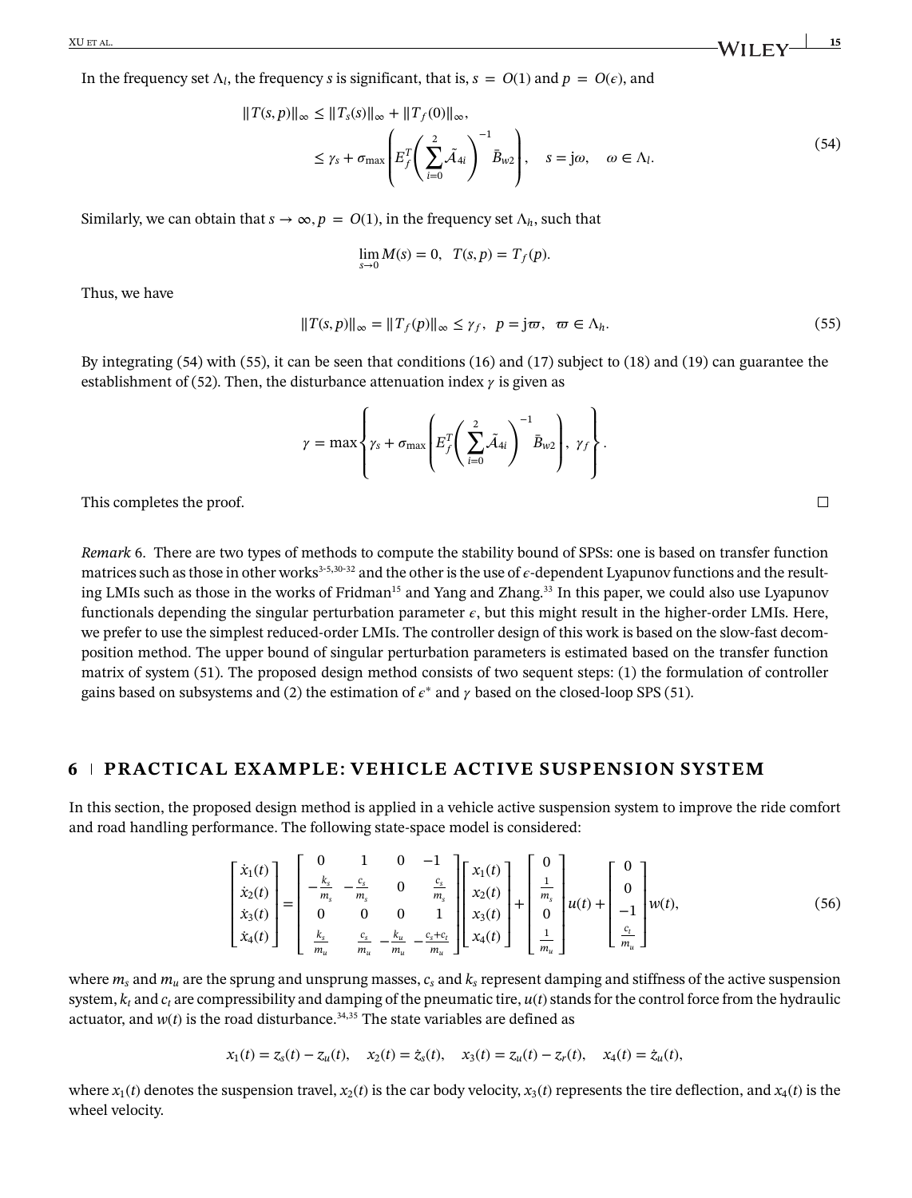In the frequency set $\Lambda_l$, the frequency $s$ is significant, that is, $s = O(1)$ and $p = O(\epsilon)$, and

$$\begin{aligned} \|T(s,p)\|_\infty &\leq \|T_s(s)\|_\infty + \|T_f(0)\|_\infty, \\ &\leq \gamma_s + \sigma_{\max}\left(E_f^T\left(\sum_{i=0}^{2}\tilde{\mathcal{A}}_{4i}\right)^{-1}\bar{B}_{w2}\right), \quad s = \mathrm{j}\omega, \quad \omega \in \Lambda_l. \end{aligned} \tag{54}$$

Similarly, we can obtain that $s \to \infty, p = O(1)$, in the frequency set $\Lambda_h$, such that

$$\lim_{s\to 0} M(s) = 0, \quad T(s,p) = T_f(p).$$

Thus, we have

$$\|T(s,p)\|_\infty = \|T_f(p)\|_\infty \leq \gamma_f, \quad p = \mathrm{j}\varpi, \quad \varpi \in \Lambda_h. \tag{55}$$

By integrating (54) with (55), it can be seen that conditions (16) and (17) subject to (18) and (19) can guarantee the establishment of (52). Then, the disturbance attenuation index $\gamma$ is given as

$$\gamma = \max\left\{\gamma_s + \sigma_{\max}\left(E_f^T\left(\sum_{i=0}^{2}\tilde{\mathcal{A}}_{4i}\right)^{-1}\bar{B}_{w2}\right),\ \gamma_f\right\}.$$

This completes the proof. □

*Remark* 6. There are two types of methods to compute the stability bound of SPSs: one is based on transfer function matrices such as those in other works[3-5,30-32] and the other is the use of $\epsilon$-dependent Lyapunov functions and the resulting LMIs such as those in the works of Fridman[15] and Yang and Zhang.[33] In this paper, we could also use Lyapunov functionals depending the singular perturbation parameter $\epsilon$, but this might result in the higher-order LMIs. Here, we prefer to use the simplest reduced-order LMIs. The controller design of this work is based on the slow-fast decomposition method. The upper bound of singular perturbation parameters is estimated based on the transfer function matrix of system (51). The proposed design method consists of two sequent steps: (1) the formulation of controller gains based on subsystems and (2) the estimation of $\epsilon^*$ and $\gamma$ based on the closed-loop SPS (51).

## 6 | PRACTICAL EXAMPLE: VEHICLE ACTIVE SUSPENSION SYSTEM

In this section, the proposed design method is applied in a vehicle active suspension system to improve the ride comfort and road handling performance. The following state-space model is considered:

$$\begin{bmatrix}\dot{x}_1(t)\\ \dot{x}_2(t)\\ \dot{x}_3(t)\\ \dot{x}_4(t)\end{bmatrix} = \begin{bmatrix} 0 & 1 & 0 & -1 \\ -\frac{k_s}{m_s} & -\frac{c_s}{m_s} & 0 & \frac{c_s}{m_s} \\ 0 & 0 & 0 & 1 \\ \frac{k_s}{m_u} & \frac{c_s}{m_u} & -\frac{k_u}{m_u} & -\frac{c_s+c_t}{m_u}\end{bmatrix}\begin{bmatrix}x_1(t)\\ x_2(t)\\ x_3(t)\\ x_4(t)\end{bmatrix} + \begin{bmatrix}0\\ \frac{1}{m_s}\\ 0\\ \frac{1}{m_u}\end{bmatrix}u(t) + \begin{bmatrix}0\\ 0\\ -1\\ \frac{c_t}{m_u}\end{bmatrix}w(t), \tag{56}$$

where $m_s$ and $m_u$ are the sprung and unsprung masses, $c_s$ and $k_s$ represent damping and stiffness of the active suspension system, $k_t$ and $c_t$ are compressibility and damping of the pneumatic tire, $u(t)$ stands for the control force from the hydraulic actuator, and $w(t)$ is the road disturbance.[34,35] The state variables are defined as

$$x_1(t) = z_s(t) - z_u(t), \quad x_2(t) = \dot{z}_s(t), \quad x_3(t) = z_u(t) - z_r(t), \quad x_4(t) = \dot{z}_u(t),$$

where $x_1(t)$ denotes the suspension travel, $x_2(t)$ is the car body velocity, $x_3(t)$ represents the tire deflection, and $x_4(t)$ is the wheel velocity.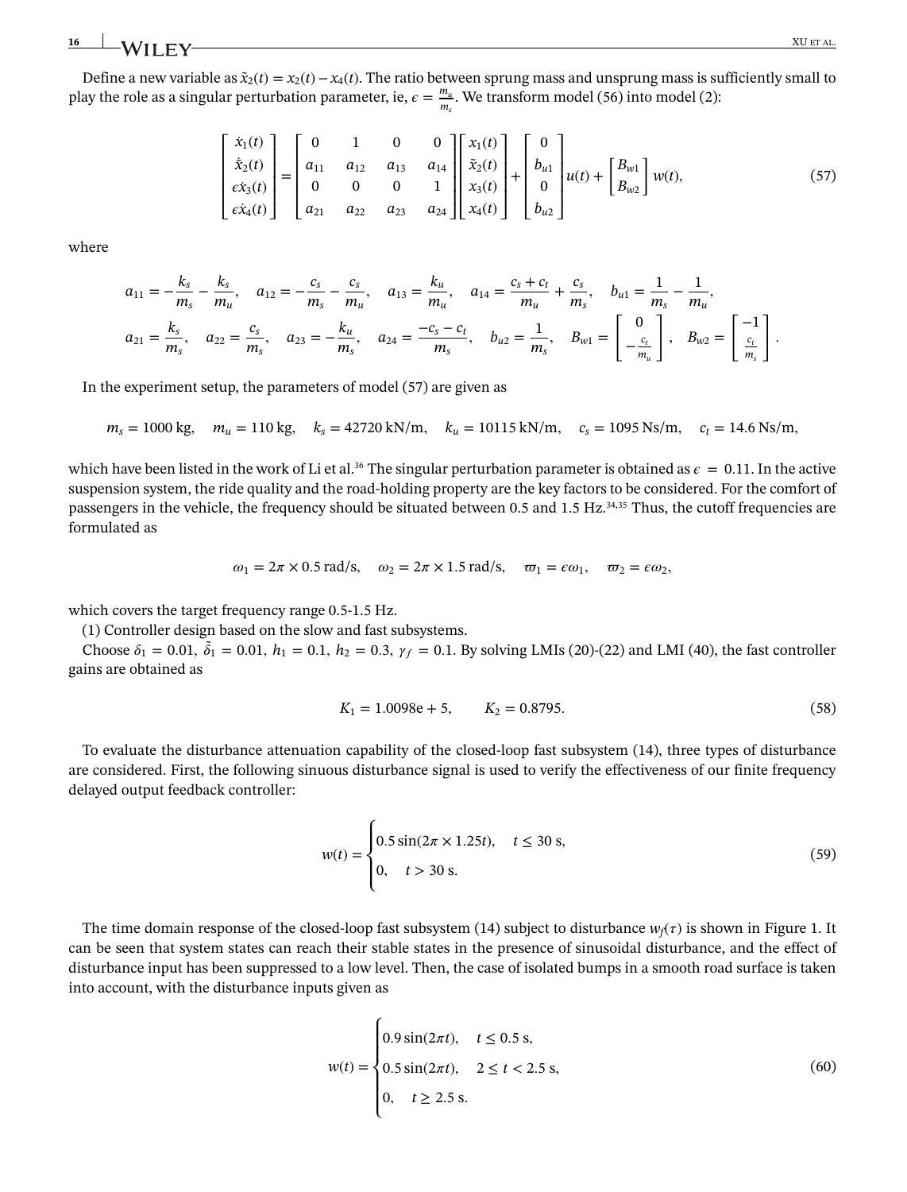Define a new variable as $\tilde{x}_2(t) = x_2(t) - x_4(t)$. The ratio between sprung mass and unsprung mass is sufficiently small to play the role as a singular perturbation parameter, ie, $\epsilon = \frac{m_u}{m_s}$. We transform model (56) into model (2):

$$
\begin{bmatrix} \dot{x}_1(t) \\ \dot{\tilde{x}}_2(t) \\ \epsilon \dot{x}_3(t) \\ \epsilon \dot{x}_4(t) \end{bmatrix} = \begin{bmatrix} 0 & 1 & 0 & 0 \\ a_{11} & a_{12} & a_{13} & a_{14} \\ 0 & 0 & 0 & 1 \\ a_{21} & a_{22} & a_{23} & a_{24} \end{bmatrix} \begin{bmatrix} x_1(t) \\ \tilde{x}_2(t) \\ x_3(t) \\ x_4(t) \end{bmatrix} + \begin{bmatrix} 0 \\ b_{u1} \\ 0 \\ b_{u2} \end{bmatrix} u(t) + \begin{bmatrix} B_{w1} \\ B_{w2} \end{bmatrix} w(t), \tag{57}
$$

where

$$
a_{11} = -\frac{k_s}{m_s} - \frac{k_s}{m_u}, \quad a_{12} = -\frac{c_s}{m_s} - \frac{c_s}{m_u}, \quad a_{13} = \frac{k_u}{m_u}, \quad a_{14} = \frac{c_s + c_t}{m_u} + \frac{c_s}{m_s}, \quad b_{u1} = \frac{1}{m_s} - \frac{1}{m_u},
$$

$$
a_{21} = \frac{k_s}{m_s}, \quad a_{22} = \frac{c_s}{m_s}, \quad a_{23} = -\frac{k_u}{m_s}, \quad a_{24} = \frac{-c_s - c_t}{m_s}, \quad b_{u2} = \frac{1}{m_s}, \quad B_{w1} = \begin{bmatrix} 0 \\ -\frac{c_t}{m_u} \end{bmatrix}, \quad B_{w2} = \begin{bmatrix} -1 \\ \frac{c_t}{m_s} \end{bmatrix}.
$$

In the experiment setup, the parameters of model (57) are given as

$$
m_s = 1000 \text{ kg}, \quad m_u = 110 \text{ kg}, \quad k_s = 42720 \text{ kN/m}, \quad k_u = 10115 \text{ kN/m}, \quad c_s = 1095 \text{ Ns/m}, \quad c_t = 14.6 \text{ Ns/m},
$$

which have been listed in the work of Li et al.[36] The singular perturbation parameter is obtained as $\epsilon = 0.11$. In the active suspension system, the ride quality and the road-holding property are the key factors to be considered. For the comfort of passengers in the vehicle, the frequency should be situated between 0.5 and 1.5 Hz.[34,35] Thus, the cutoff frequencies are formulated as

$$
\omega_1 = 2\pi \times 0.5 \text{ rad/s}, \quad \omega_2 = 2\pi \times 1.5 \text{ rad/s}, \quad \varpi_1 = \epsilon\omega_1, \quad \varpi_2 = \epsilon\omega_2,
$$

which covers the target frequency range 0.5-1.5 Hz.

(1) Controller design based on the slow and fast subsystems.

Choose $\delta_1 = 0.01$, $\tilde{\delta}_1 = 0.01$, $h_1 = 0.1$, $h_2 = 0.3$, $\gamma_f = 0.1$. By solving LMIs (20)-(22) and LMI (40), the fast controller gains are obtained as

$$
K_1 = 1.0098\text{e}+5, \qquad K_2 = 0.8795. \tag{58}
$$

To evaluate the disturbance attenuation capability of the closed-loop fast subsystem (14), three types of disturbance are considered. First, the following sinuous disturbance signal is used to verify the effectiveness of our finite frequency delayed output feedback controller:

$$
w(t) = \begin{cases} 0.5\sin(2\pi \times 1.25t), & t \leq 30 \text{ s}, \\ 0, & t > 30 \text{ s}. \end{cases} \tag{59}
$$

The time domain response of the closed-loop fast subsystem (14) subject to disturbance $w_f(\tau)$ is shown in Figure 1. It can be seen that system states can reach their stable states in the presence of sinusoidal disturbance, and the effect of disturbance input has been suppressed to a low level. Then, the case of isolated bumps in a smooth road surface is taken into account, with the disturbance inputs given as

$$
w(t) = \begin{cases} 0.9\sin(2\pi t), & t \leq 0.5 \text{ s}, \\ 0.5\sin(2\pi t), & 2 \leq t < 2.5 \text{ s}, \\ 0, & t \geq 2.5 \text{ s}. \end{cases} \tag{60}
$$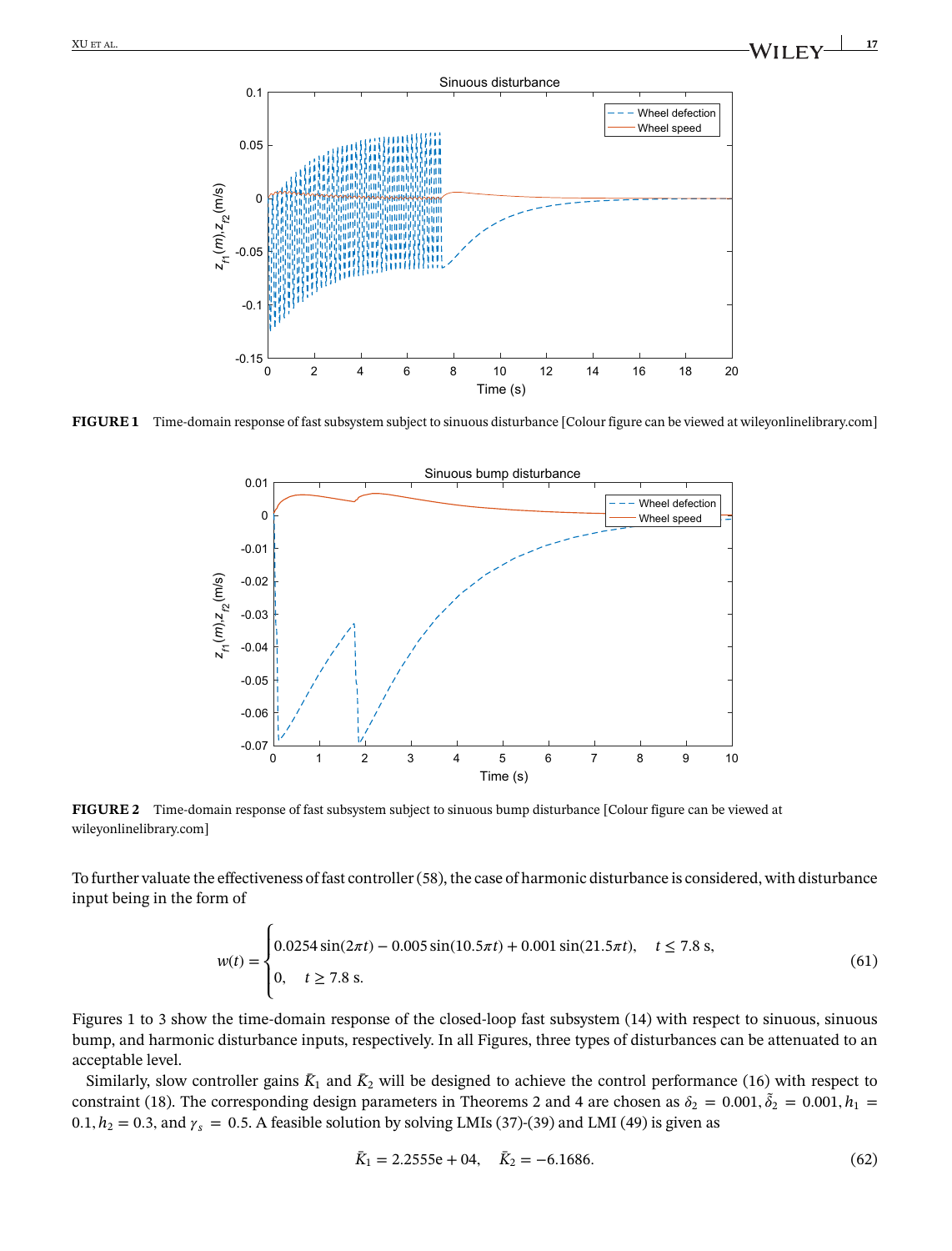FIGURE 1 Time-domain response of fast subsystem subject to sinuous disturbance [Colour figure can be viewed at wileyonlinelibrary.com]

FIGURE 2 Time-domain response of fast subsystem subject to sinuous bump disturbance [Colour figure can be viewed at wileyonlinelibrary.com]

To further valuate the effectiveness of fast controller (58), the case of harmonic disturbance is considered, with disturbance input being in the form of

$$w(t) = \begin{cases} 0.0254\sin(2\pi t) - 0.005\sin(10.5\pi t) + 0.001\sin(21.5\pi t), & t \leq 7.8 \text{ s}, \\ 0, & t \geq 7.8 \text{ s}. \end{cases} \tag{61}$$

Figures 1 to 3 show the time-domain response of the closed-loop fast subsystem (14) with respect to sinuous, sinuous bump, and harmonic disturbance inputs, respectively. In all Figures, three types of disturbances can be attenuated to an acceptable level.

Similarly, slow controller gains $\bar{K}_1$ and $\bar{K}_2$ will be designed to achieve the control performance (16) with respect to constraint (18). The corresponding design parameters in Theorems 2 and 4 are chosen as $\delta_2 = 0.001, \tilde{\delta}_2 = 0.001, h_1 = 0.1, h_2 = 0.3$, and $\gamma_s = 0.5$. A feasible solution by solving LMIs (37)-(39) and LMI (49) is given as

$$\bar{K}_1 = 2.2555\text{e}+04, \quad \bar{K}_2 = -6.1686. \tag{62}$$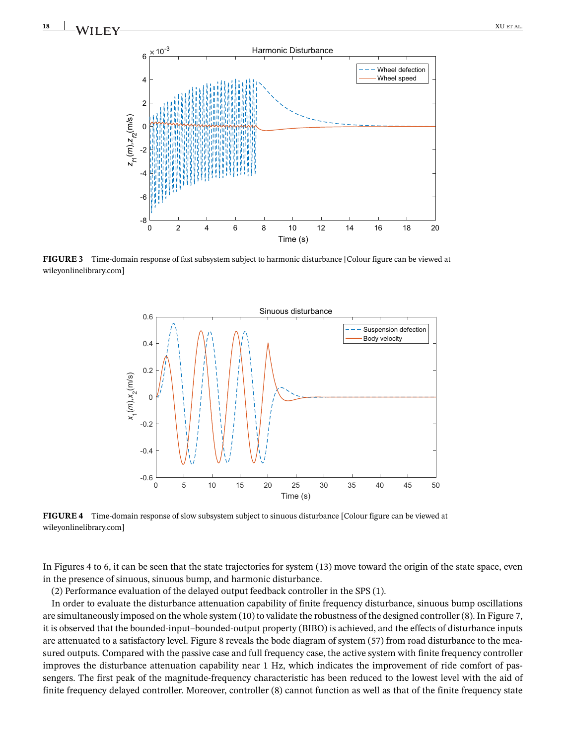FIGURE 3 Time-domain response of fast subsystem subject to harmonic disturbance [Colour figure can be viewed at wileyonlinelibrary.com]

FIGURE 4 Time-domain response of slow subsystem subject to sinuous disturbance [Colour figure can be viewed at wileyonlinelibrary.com]

In Figures 4 to 6, it can be seen that the state trajectories for system (13) move toward the origin of the state space, even in the presence of sinuous, sinuous bump, and harmonic disturbance.

(2) Performance evaluation of the delayed output feedback controller in the SPS (1).

In order to evaluate the disturbance attenuation capability of finite frequency disturbance, sinuous bump oscillations are simultaneously imposed on the whole system (10) to validate the robustness of the designed controller (8). In Figure 7, it is observed that the bounded-input–bounded-output property (BIBO) is achieved, and the effects of disturbance inputs are attenuated to a satisfactory level. Figure 8 reveals the bode diagram of system (57) from road disturbance to the measured outputs. Compared with the passive case and full frequency case, the active system with finite frequency controller improves the disturbance attenuation capability near 1 Hz, which indicates the improvement of ride comfort of passengers. The first peak of the magnitude-frequency characteristic has been reduced to the lowest level with the aid of finite frequency delayed controller. Moreover, controller (8) cannot function as well as that of the finite frequency state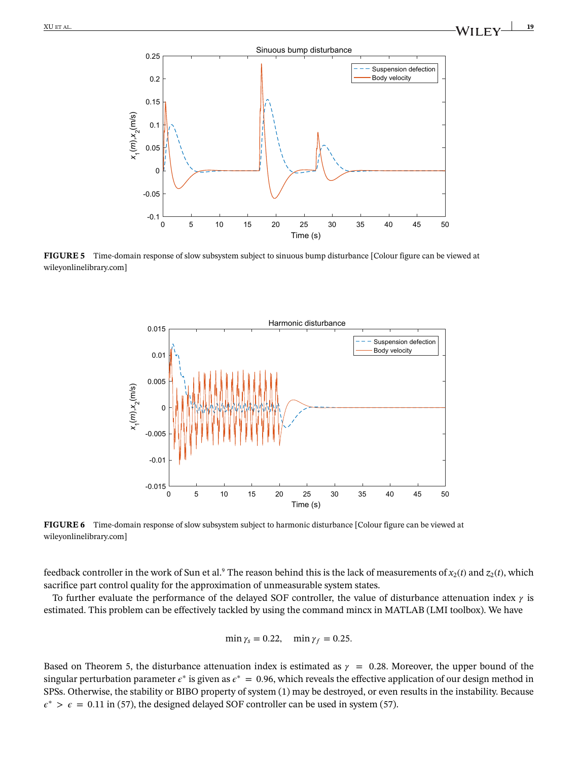FIGURE 5 Time-domain response of slow subsystem subject to sinuous bump disturbance [Colour figure can be viewed at wileyonlinelibrary.com]

FIGURE 6 Time-domain response of slow subsystem subject to harmonic disturbance [Colour figure can be viewed at wileyonlinelibrary.com]

feedback controller in the work of Sun et al.[9] The reason behind this is the lack of measurements of $x_2(t)$ and $z_2(t)$, which sacrifice part control quality for the approximation of unmeasurable system states.

To further evaluate the performance of the delayed SOF controller, the value of disturbance attenuation index $\gamma$ is estimated. This problem can be effectively tackled by using the command mincx in MATLAB (LMI toolbox). We have

$$\min \gamma_s = 0.22, \quad \min \gamma_f = 0.25.$$

Based on Theorem 5, the disturbance attenuation index is estimated as $\gamma = 0.28$. Moreover, the upper bound of the singular perturbation parameter $\epsilon^*$ is given as $\epsilon^* = 0.96$, which reveals the effective application of our design method in SPSs. Otherwise, the stability or BIBO property of system (1) may be destroyed, or even results in the instability. Because $\epsilon^* > \epsilon = 0.11$ in (57), the designed delayed SOF controller can be used in system (57).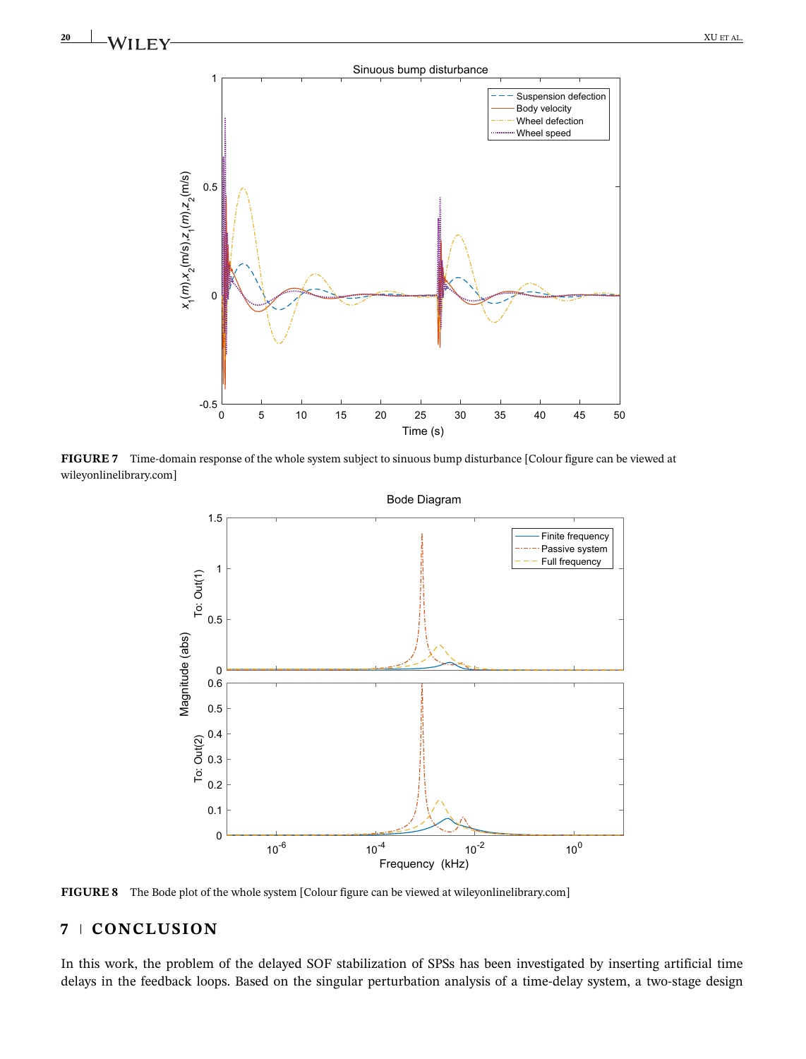FIGURE 7 Time-domain response of the whole system subject to sinuous bump disturbance [Colour figure can be viewed at wileyonlinelibrary.com]

FIGURE 8 The Bode plot of the whole system [Colour figure can be viewed at wileyonlinelibrary.com]

## 7 | CONCLUSION

In this work, the problem of the delayed SOF stabilization of SPSs has been investigated by inserting artificial time delays in the feedback loops. Based on the singular perturbation analysis of a time-delay system, a two-stage design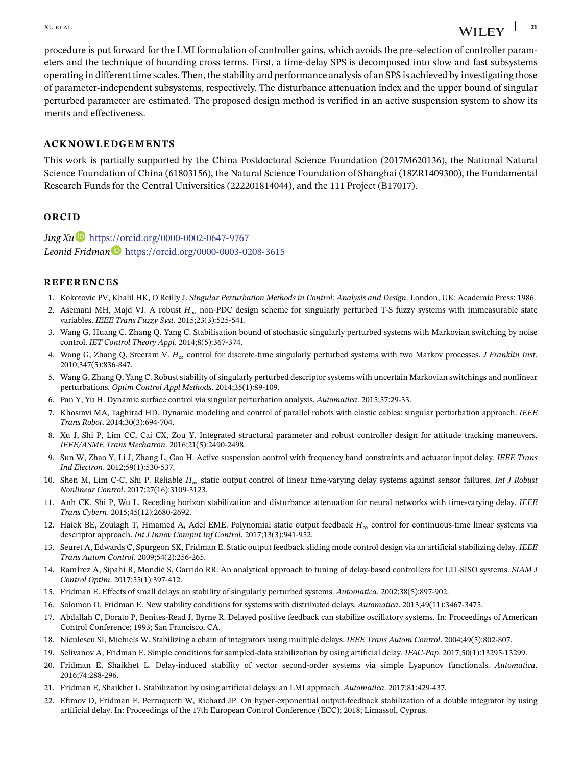procedure is put forward for the LMI formulation of controller gains, which avoids the pre-selection of controller parameters and the technique of bounding cross terms. First, a time-delay SPS is decomposed into slow and fast subsystems operating in different time scales. Then, the stability and performance analysis of an SPS is achieved by investigating those of parameter-independent subsystems, respectively. The disturbance attenuation index and the upper bound of singular perturbed parameter are estimated. The proposed design method is verified in an active suspension system to show its merits and effectiveness.

## ACKNOWLEDGEMENTS

This work is partially supported by the China Postdoctoral Science Foundation (2017M620136), the National Natural Science Foundation of China (61803156), the Natural Science Foundation of Shanghai (18ZR1409300), the Fundamental Research Funds for the Central Universities (222201814044), and the 111 Project (B17017).

## ORCID

*Jing Xu* https://orcid.org/0000-0002-0647-9767
*Leonid Fridman* https://orcid.org/0000-0003-0208-3615

## REFERENCES

1. Kokotovic PV, Khalil HK, O'Reilly J. *Singular Perturbation Methods in Control: Analysis and Design*. London, UK: Academic Press; 1986.
2. Asemani MH, Majd VJ. A robust $H_\infty$ non-PDC design scheme for singularly perturbed T-S fuzzy systems with immeasurable state variables. *IEEE Trans Fuzzy Syst*. 2015;23(3):525-541.
3. Wang G, Huang C, Zhang Q, Yang C. Stabilisation bound of stochastic singularly perturbed systems with Markovian switching by noise control. *IET Control Theory Appl*. 2014;8(5):367-374.
4. Wang G, Zhang Q, Sreeram V. $H_\infty$ control for discrete-time singularly perturbed systems with two Markov processes. *J Franklin Inst*. 2010;347(5):836-847.
5. Wang G, Zhang Q, Yang C. Robust stability of singularly perturbed descriptor systems with uncertain Markovian switchings and nonlinear perturbations. *Optim Control Appl Methods*. 2014;35(1):89-109.
6. Pan Y, Yu H. Dynamic surface control via singular perturbation analysis. *Automatica*. 2015;57:29-33.
7. Khosravi MA, Taghirad HD. Dynamic modeling and control of parallel robots with elastic cables: singular perturbation approach. *IEEE Trans Robot*. 2014;30(3):694-704.
8. Xu J, Shi P, Lim CC, Cai CX, Zou Y. Integrated structural parameter and robust controller design for attitude tracking maneuvers. *IEEE/ASME Trans Mechatron*. 2016;21(5):2490-2498.
9. Sun W, Zhao Y, Li J, Zhang L, Gao H. Active suspension control with frequency band constraints and actuator input delay. *IEEE Trans Ind Electron*. 2012;59(1):530-537.
10. Shen M, Lim C-C, Shi P. Reliable $H_\infty$ static output control of linear time-varying delay systems against sensor failures. *Int J Robust Nonlinear Control*. 2017;27(16):3109-3123.
11. Anh CK, Shi P, Wu L. Receding horizon stabilization and disturbance attenuation for neural networks with time-varying delay. *IEEE Trans Cybern*. 2015;45(12):2680-2692.
12. Haiek BE, Zoulagh T, Hmamed A, Adel EME. Polynomial static output feedback $H_\infty$ control for continuous-time linear systems via descriptor approach. *Int J Innov Comput Inf Control*. 2017;13(3):941-952.
13. Seuret A, Edwards C, Spurgeon SK, Fridman E. Static output feedback sliding mode control design via an artificial stabilizing delay. *IEEE Trans Autom Control*. 2009;54(2):256-265.
14. RamÍrez A, Sipahi R, Mondié S, Garrido RR. An analytical approach to tuning of delay-based controllers for LTI-SISO systems. *SIAM J Control Optim*. 2017;55(1):397-412.
15. Fridman E. Effects of small delays on stability of singularly perturbed systems. *Automatica*. 2002;38(5):897-902.
16. Solomon O, Fridman E. New stability conditions for systems with distributed delays. *Automatica*. 2013;49(11):3467-3475.
17. Abdallah C, Dorato P, Benites-Read J, Byrne R. Delayed positive feedback can stabilize oscillatory systems. In: Proceedings of American Control Conference; 1993; San Francisco, CA.
18. Niculescu SI, Michiels W. Stabilizing a chain of integrators using multiple delays. *IEEE Trans Autom Control*. 2004;49(5):802-807.
19. Selivanov A, Fridman E. Simple conditions for sampled-data stabilization by using artificial delay. *IFAC-Pap*. 2017;50(1):13295-13299.
20. Fridman E, Shaikhet L. Delay-induced stability of vector second-order systems via simple Lyapunov functionals. *Automatica*. 2016;74:288-296.
21. Fridman E, Shaikhet L. Stabilization by using artificial delays: an LMI approach. *Automatica*. 2017;81:429-437.
22. Efimov D, Fridman E, Perruquetti W, Richard JP. On hyper-exponential output-feedback stabilization of a double integrator by using artificial delay. In: Proceedings of the 17th European Control Conference (ECC); 2018; Limassol, Cyprus.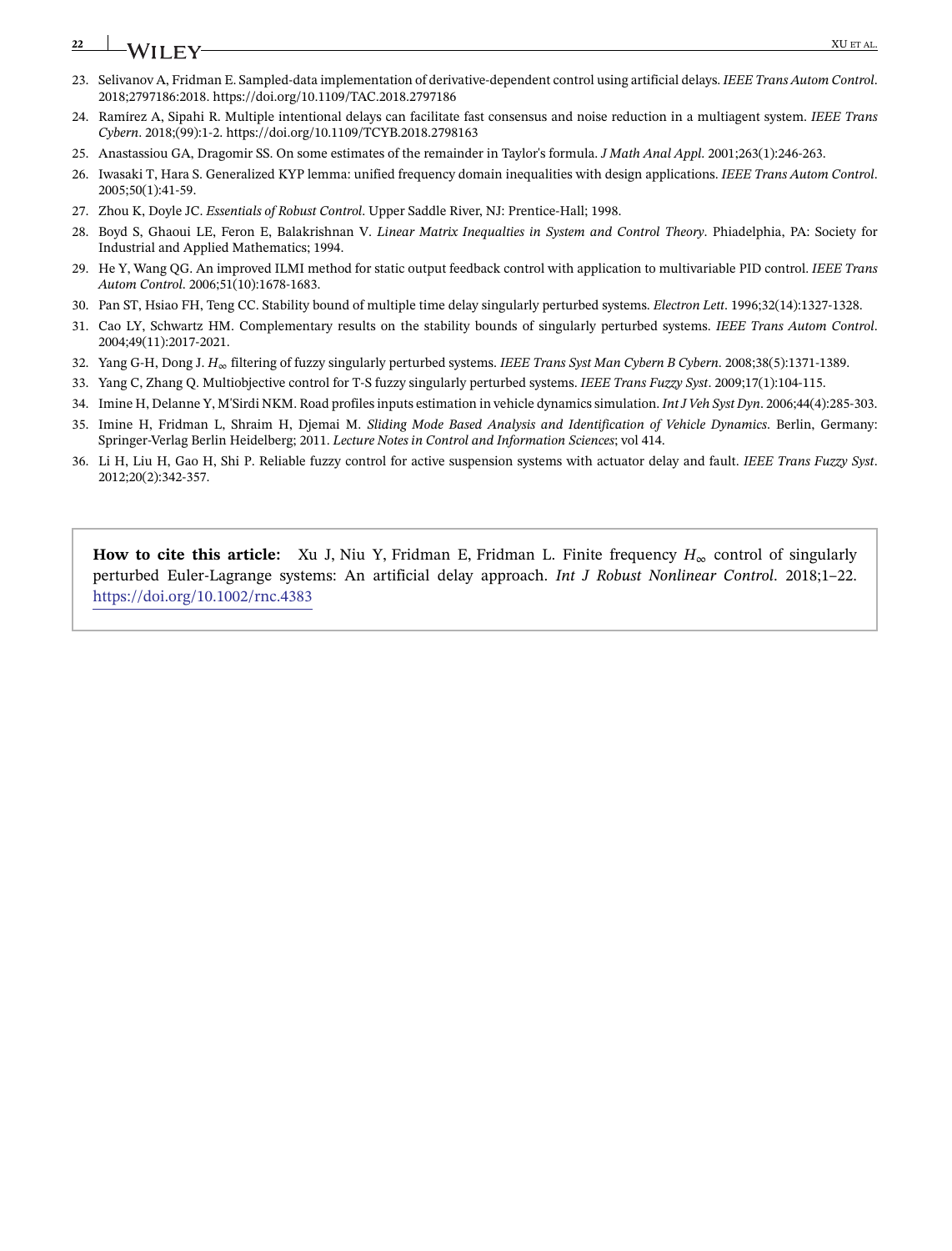23. Selivanov A, Fridman E. Sampled-data implementation of derivative-dependent control using artificial delays. *IEEE Trans Autom Control*. 2018;2797186:2018. https://doi.org/10.1109/TAC.2018.2797186
24. Ramírez A, Sipahi R. Multiple intentional delays can facilitate fast consensus and noise reduction in a multiagent system. *IEEE Trans Cybern*. 2018;(99):1-2. https://doi.org/10.1109/TCYB.2018.2798163
25. Anastassiou GA, Dragomir SS. On some estimates of the remainder in Taylor's formula. *J Math Anal Appl*. 2001;263(1):246-263.
26. Iwasaki T, Hara S. Generalized KYP lemma: unified frequency domain inequalities with design applications. *IEEE Trans Autom Control*. 2005;50(1):41-59.
27. Zhou K, Doyle JC. *Essentials of Robust Control*. Upper Saddle River, NJ: Prentice-Hall; 1998.
28. Boyd S, Ghaoui LE, Feron E, Balakrishnan V. *Linear Matrix Inequalties in System and Control Theory*. Phiadelphia, PA: Society for Industrial and Applied Mathematics; 1994.
29. He Y, Wang QG. An improved ILMI method for static output feedback control with application to multivariable PID control. *IEEE Trans Autom Control*. 2006;51(10):1678-1683.
30. Pan ST, Hsiao FH, Teng CC. Stability bound of multiple time delay singularly perturbed systems. *Electron Lett*. 1996;32(14):1327-1328.
31. Cao LY, Schwartz HM. Complementary results on the stability bounds of singularly perturbed systems. *IEEE Trans Autom Control*. 2004;49(11):2017-2021.
32. Yang G-H, Dong J. $H_\infty$ filtering of fuzzy singularly perturbed systems. *IEEE Trans Syst Man Cybern B Cybern*. 2008;38(5):1371-1389.
33. Yang C, Zhang Q. Multiobjective control for T-S fuzzy singularly perturbed systems. *IEEE Trans Fuzzy Syst*. 2009;17(1):104-115.
34. Imine H, Delanne Y, M'Sirdi NKM. Road profiles inputs estimation in vehicle dynamics simulation. *Int J Veh Syst Dyn*. 2006;44(4):285-303.
35. Imine H, Fridman L, Shraim H, Djemai M. *Sliding Mode Based Analysis and Identification of Vehicle Dynamics*. Berlin, Germany: Springer-Verlag Berlin Heidelberg; 2011. *Lecture Notes in Control and Information Sciences*; vol 414.
36. Li H, Liu H, Gao H, Shi P. Reliable fuzzy control for active suspension systems with actuator delay and fault. *IEEE Trans Fuzzy Syst*. 2012;20(2):342-357.

**How to cite this article:** Xu J, Niu Y, Fridman E, Fridman L. Finite frequency $H_\infty$ control of singularly perturbed Euler-Lagrange systems: An artificial delay approach. *Int J Robust Nonlinear Control*. 2018;1–22. https://doi.org/10.1002/rnc.4383